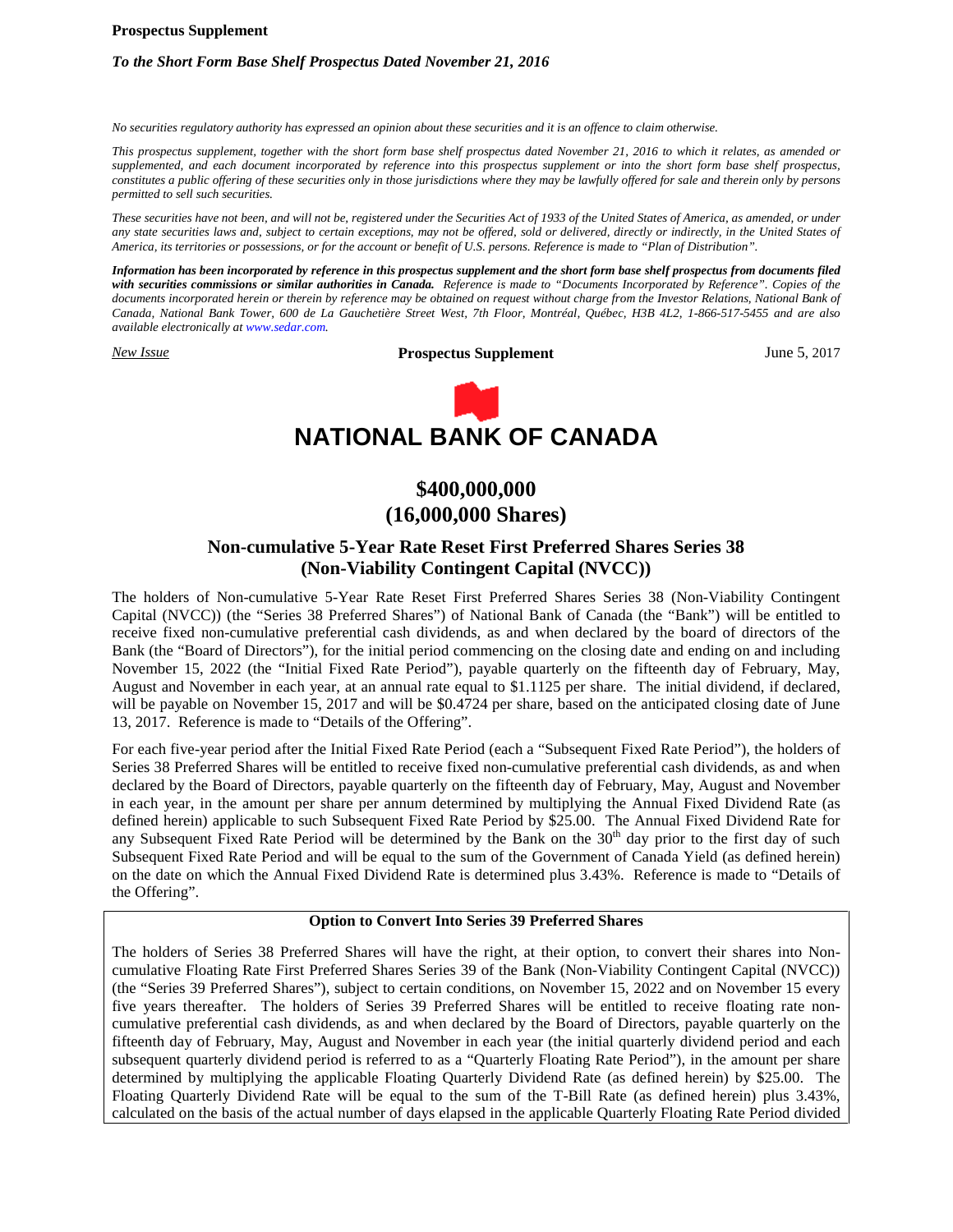**Prospectus Supplement**

***To the Short Form Base Shelf Prospectus Dated November 21, 2016***

*No securities regulatory authority has expressed an opinion about these securities and it is an offence to claim otherwise.*

*This prospectus supplement, together with the short form base shelf prospectus dated November 21, 2016 to which it relates, as amended or supplemented, and each document incorporated by reference into this prospectus supplement or into the short form base shelf prospectus, constitutes a public offering of these securities only in those jurisdictions where they may be lawfully offered for sale and therein only by persons permitted to sell such securities.*

*These securities have not been, and will not be, registered under the Securities Act of 1933 of the United States of America, as amended, or under any state securities laws and, subject to certain exceptions, may not be offered, sold or delivered, directly or indirectly, in the United States of America, its territories or possessions, or for the account or benefit of U.S. persons. Reference is made to "Plan of Distribution".*

***Information has been incorporated by reference in this prospectus supplement and the short form base shelf prospectus from documents filed with securities commissions or similar authorities in Canada.*** *Reference is made to "Documents Incorporated by Reference". Copies of the documents incorporated herein or therein by reference may be obtained on request without charge from the Investor Relations, National Bank of Canada, National Bank Tower, 600 de La Gauchetière Street West, 7th Floor, Montréal, Québec, H3B 4L2, 1-866-517-5455 and are also available electronically at www.sedar.com.*

*New Issue* — **Prospectus Supplement** — June 5, 2017

# NATIONAL BANK OF CANADA

## $400,000,000
## (16,000,000 Shares)

### Non-cumulative 5-Year Rate Reset First Preferred Shares Series 38 (Non-Viability Contingent Capital (NVCC))

The holders of Non-cumulative 5-Year Rate Reset First Preferred Shares Series 38 (Non-Viability Contingent Capital (NVCC)) (the "Series 38 Preferred Shares") of National Bank of Canada (the "Bank") will be entitled to receive fixed non-cumulative preferential cash dividends, as and when declared by the board of directors of the Bank (the "Board of Directors"), for the initial period commencing on the closing date and ending on and including November 15, 2022 (the "Initial Fixed Rate Period"), payable quarterly on the fifteenth day of February, May, August and November in each year, at an annual rate equal to $1.1125 per share. The initial dividend, if declared, will be payable on November 15, 2017 and will be $0.4724 per share, based on the anticipated closing date of June 13, 2017. Reference is made to "Details of the Offering".

For each five-year period after the Initial Fixed Rate Period (each a "Subsequent Fixed Rate Period"), the holders of Series 38 Preferred Shares will be entitled to receive fixed non-cumulative preferential cash dividends, as and when declared by the Board of Directors, payable quarterly on the fifteenth day of February, May, August and November in each year, in the amount per share per annum determined by multiplying the Annual Fixed Dividend Rate (as defined herein) applicable to such Subsequent Fixed Rate Period by $25.00. The Annual Fixed Dividend Rate for any Subsequent Fixed Rate Period will be determined by the Bank on the 30th day prior to the first day of such Subsequent Fixed Rate Period and will be equal to the sum of the Government of Canada Yield (as defined herein) on the date on which the Annual Fixed Dividend Rate is determined plus 3.43%. Reference is made to "Details of the Offering".

**Option to Convert Into Series 39 Preferred Shares**

The holders of Series 38 Preferred Shares will have the right, at their option, to convert their shares into Non-cumulative Floating Rate First Preferred Shares Series 39 of the Bank (Non-Viability Contingent Capital (NVCC)) (the "Series 39 Preferred Shares"), subject to certain conditions, on November 15, 2022 and on November 15 every five years thereafter. The holders of Series 39 Preferred Shares will be entitled to receive floating rate non-cumulative preferential cash dividends, as and when declared by the Board of Directors, payable quarterly on the fifteenth day of February, May, August and November in each year (the initial quarterly dividend period and each subsequent quarterly dividend period is referred to as a "Quarterly Floating Rate Period"), in the amount per share determined by multiplying the applicable Floating Quarterly Dividend Rate (as defined herein) by $25.00. The Floating Quarterly Dividend Rate will be equal to the sum of the T-Bill Rate (as defined herein) plus 3.43%, calculated on the basis of the actual number of days elapsed in the applicable Quarterly Floating Rate Period divided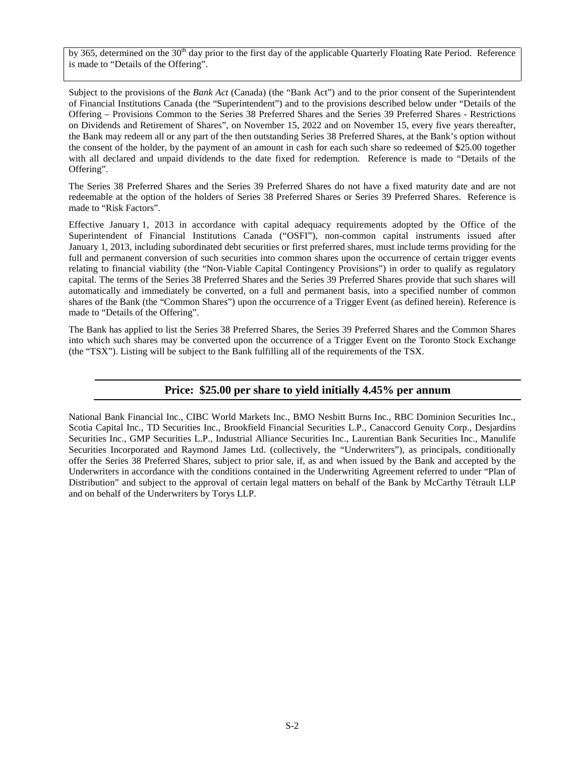by 365, determined on the 30th day prior to the first day of the applicable Quarterly Floating Rate Period. Reference is made to "Details of the Offering".

Subject to the provisions of the *Bank Act* (Canada) (the "Bank Act") and to the prior consent of the Superintendent of Financial Institutions Canada (the "Superintendent") and to the provisions described below under "Details of the Offering – Provisions Common to the Series 38 Preferred Shares and the Series 39 Preferred Shares - Restrictions on Dividends and Retirement of Shares", on November 15, 2022 and on November 15, every five years thereafter, the Bank may redeem all or any part of the then outstanding Series 38 Preferred Shares, at the Bank's option without the consent of the holder, by the payment of an amount in cash for each such share so redeemed of $25.00 together with all declared and unpaid dividends to the date fixed for redemption. Reference is made to "Details of the Offering".

The Series 38 Preferred Shares and the Series 39 Preferred Shares do not have a fixed maturity date and are not redeemable at the option of the holders of Series 38 Preferred Shares or Series 39 Preferred Shares. Reference is made to "Risk Factors".

Effective January 1, 2013 in accordance with capital adequacy requirements adopted by the Office of the Superintendent of Financial Institutions Canada ("OSFI"), non-common capital instruments issued after January 1, 2013, including subordinated debt securities or first preferred shares, must include terms providing for the full and permanent conversion of such securities into common shares upon the occurrence of certain trigger events relating to financial viability (the "Non-Viable Capital Contingency Provisions") in order to qualify as regulatory capital. The terms of the Series 38 Preferred Shares and the Series 39 Preferred Shares provide that such shares will automatically and immediately be converted, on a full and permanent basis, into a specified number of common shares of the Bank (the "Common Shares") upon the occurrence of a Trigger Event (as defined herein). Reference is made to "Details of the Offering".

The Bank has applied to list the Series 38 Preferred Shares, the Series 39 Preferred Shares and the Common Shares into which such shares may be converted upon the occurrence of a Trigger Event on the Toronto Stock Exchange (the "TSX"). Listing will be subject to the Bank fulfilling all of the requirements of the TSX.

## Price: $25.00 per share to yield initially 4.45% per annum

National Bank Financial Inc., CIBC World Markets Inc., BMO Nesbitt Burns Inc., RBC Dominion Securities Inc., Scotia Capital Inc., TD Securities Inc., Brookfield Financial Securities L.P., Canaccord Genuity Corp., Desjardins Securities Inc., GMP Securities L.P., Industrial Alliance Securities Inc., Laurentian Bank Securities Inc., Manulife Securities Incorporated and Raymond James Ltd. (collectively, the "Underwriters"), as principals, conditionally offer the Series 38 Preferred Shares, subject to prior sale, if, as and when issued by the Bank and accepted by the Underwriters in accordance with the conditions contained in the Underwriting Agreement referred to under "Plan of Distribution" and subject to the approval of certain legal matters on behalf of the Bank by McCarthy Tétrault LLP and on behalf of the Underwriters by Torys LLP.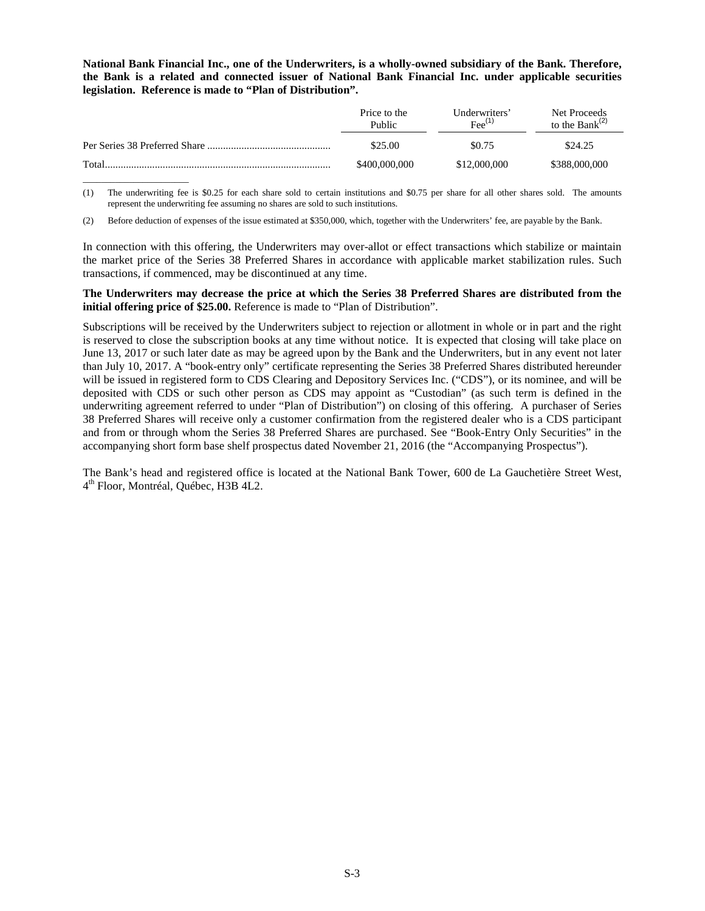**National Bank Financial Inc., one of the Underwriters, is a wholly-owned subsidiary of the Bank. Therefore, the Bank is a related and connected issuer of National Bank Financial Inc. under applicable securities legislation. Reference is made to "Plan of Distribution".**

| | Price to the Public | Underwriters' Fee[(1)] | Net Proceeds to the Bank[(2)] |
|---|---|---|---|
| Per Series 38 Preferred Share | \$25.00 | \$0.75 | \$24.25 |
| Total | \$400,000,000 | \$12,000,000 | \$388,000,000 |

(1) The underwriting fee is \$0.25 for each share sold to certain institutions and \$0.75 per share for all other shares sold. The amounts represent the underwriting fee assuming no shares are sold to such institutions.

(2) Before deduction of expenses of the issue estimated at \$350,000, which, together with the Underwriters' fee, are payable by the Bank.

In connection with this offering, the Underwriters may over-allot or effect transactions which stabilize or maintain the market price of the Series 38 Preferred Shares in accordance with applicable market stabilization rules. Such transactions, if commenced, may be discontinued at any time.

**The Underwriters may decrease the price at which the Series 38 Preferred Shares are distributed from the initial offering price of \$25.00.** Reference is made to "Plan of Distribution".

Subscriptions will be received by the Underwriters subject to rejection or allotment in whole or in part and the right is reserved to close the subscription books at any time without notice. It is expected that closing will take place on June 13, 2017 or such later date as may be agreed upon by the Bank and the Underwriters, but in any event not later than July 10, 2017. A "book-entry only" certificate representing the Series 38 Preferred Shares distributed hereunder will be issued in registered form to CDS Clearing and Depository Services Inc. ("CDS"), or its nominee, and will be deposited with CDS or such other person as CDS may appoint as "Custodian" (as such term is defined in the underwriting agreement referred to under "Plan of Distribution") on closing of this offering. A purchaser of Series 38 Preferred Shares will receive only a customer confirmation from the registered dealer who is a CDS participant and from or through whom the Series 38 Preferred Shares are purchased. See "Book-Entry Only Securities" in the accompanying short form base shelf prospectus dated November 21, 2016 (the "Accompanying Prospectus").

The Bank's head and registered office is located at the National Bank Tower, 600 de La Gauchetière Street West, 4th Floor, Montréal, Québec, H3B 4L2.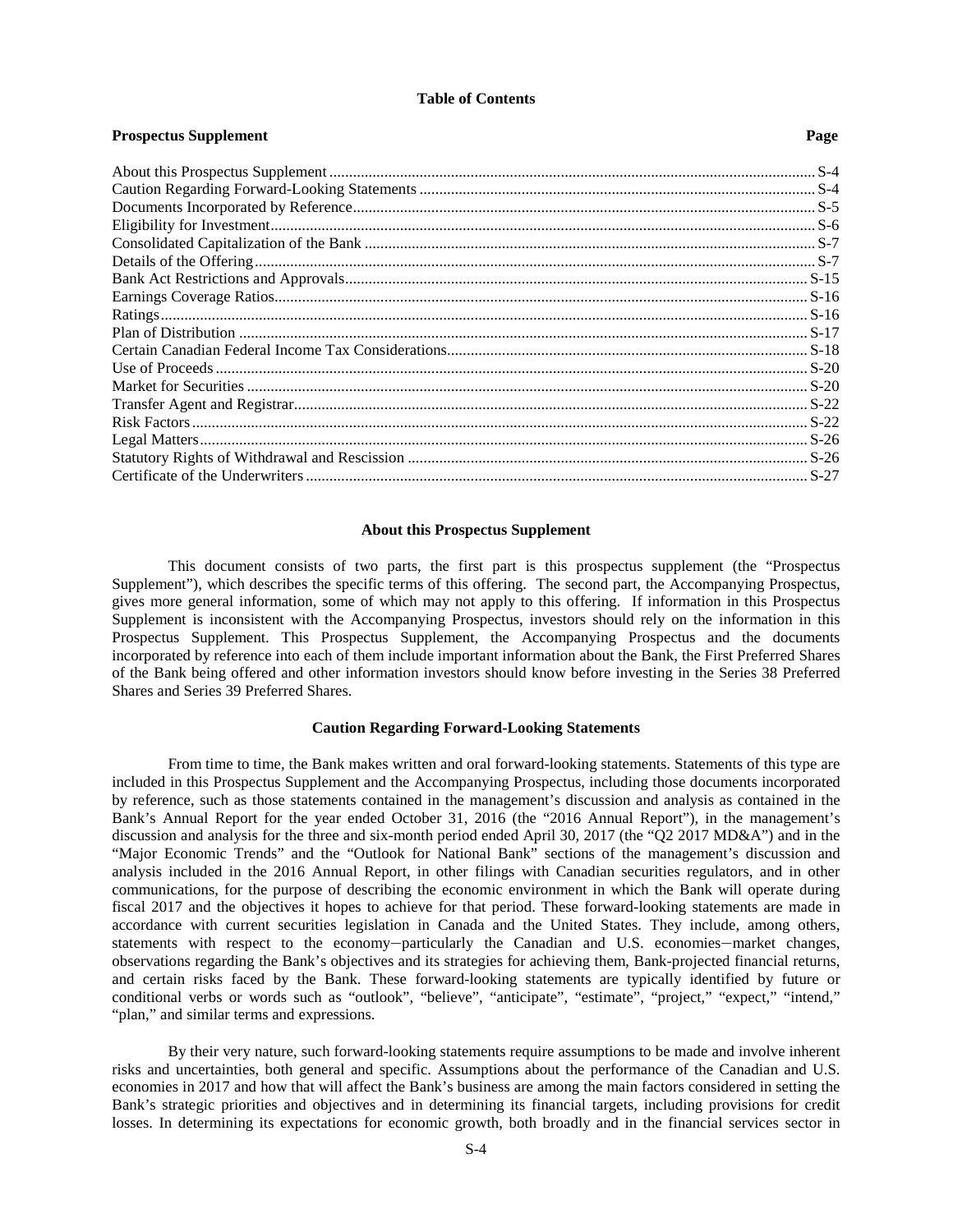**Table of Contents**

| Prospectus Supplement | Page |
|---|---|
| About this Prospectus Supplement | S-4 |
| Caution Regarding Forward-Looking Statements | S-4 |
| Documents Incorporated by Reference | S-5 |
| Eligibility for Investment | S-6 |
| Consolidated Capitalization of the Bank | S-7 |
| Details of the Offering | S-7 |
| Bank Act Restrictions and Approvals | S-15 |
| Earnings Coverage Ratios | S-16 |
| Ratings | S-16 |
| Plan of Distribution | S-17 |
| Certain Canadian Federal Income Tax Considerations | S-18 |
| Use of Proceeds | S-20 |
| Market for Securities | S-20 |
| Transfer Agent and Registrar | S-22 |
| Risk Factors | S-22 |
| Legal Matters | S-26 |
| Statutory Rights of Withdrawal and Rescission | S-26 |
| Certificate of the Underwriters | S-27 |

## About this Prospectus Supplement

This document consists of two parts, the first part is this prospectus supplement (the "Prospectus Supplement"), which describes the specific terms of this offering. The second part, the Accompanying Prospectus, gives more general information, some of which may not apply to this offering. If information in this Prospectus Supplement is inconsistent with the Accompanying Prospectus, investors should rely on the information in this Prospectus Supplement. This Prospectus Supplement, the Accompanying Prospectus and the documents incorporated by reference into each of them include important information about the Bank, the First Preferred Shares of the Bank being offered and other information investors should know before investing in the Series 38 Preferred Shares and Series 39 Preferred Shares.

## Caution Regarding Forward-Looking Statements

From time to time, the Bank makes written and oral forward-looking statements. Statements of this type are included in this Prospectus Supplement and the Accompanying Prospectus, including those documents incorporated by reference, such as those statements contained in the management's discussion and analysis as contained in the Bank's Annual Report for the year ended October 31, 2016 (the "2016 Annual Report"), in the management's discussion and analysis for the three and six-month period ended April 30, 2017 (the "Q2 2017 MD&A") and in the "Major Economic Trends" and the "Outlook for National Bank" sections of the management's discussion and analysis included in the 2016 Annual Report, in other filings with Canadian securities regulators, and in other communications, for the purpose of describing the economic environment in which the Bank will operate during fiscal 2017 and the objectives it hopes to achieve for that period. These forward-looking statements are made in accordance with current securities legislation in Canada and the United States. They include, among others, statements with respect to the economy−particularly the Canadian and U.S. economies−market changes, observations regarding the Bank's objectives and its strategies for achieving them, Bank-projected financial returns, and certain risks faced by the Bank. These forward-looking statements are typically identified by future or conditional verbs or words such as "outlook", "believe", "anticipate", "estimate", "project," "expect," "intend," "plan," and similar terms and expressions.

By their very nature, such forward-looking statements require assumptions to be made and involve inherent risks and uncertainties, both general and specific. Assumptions about the performance of the Canadian and U.S. economies in 2017 and how that will affect the Bank's business are among the main factors considered in setting the Bank's strategic priorities and objectives and in determining its financial targets, including provisions for credit losses. In determining its expectations for economic growth, both broadly and in the financial services sector in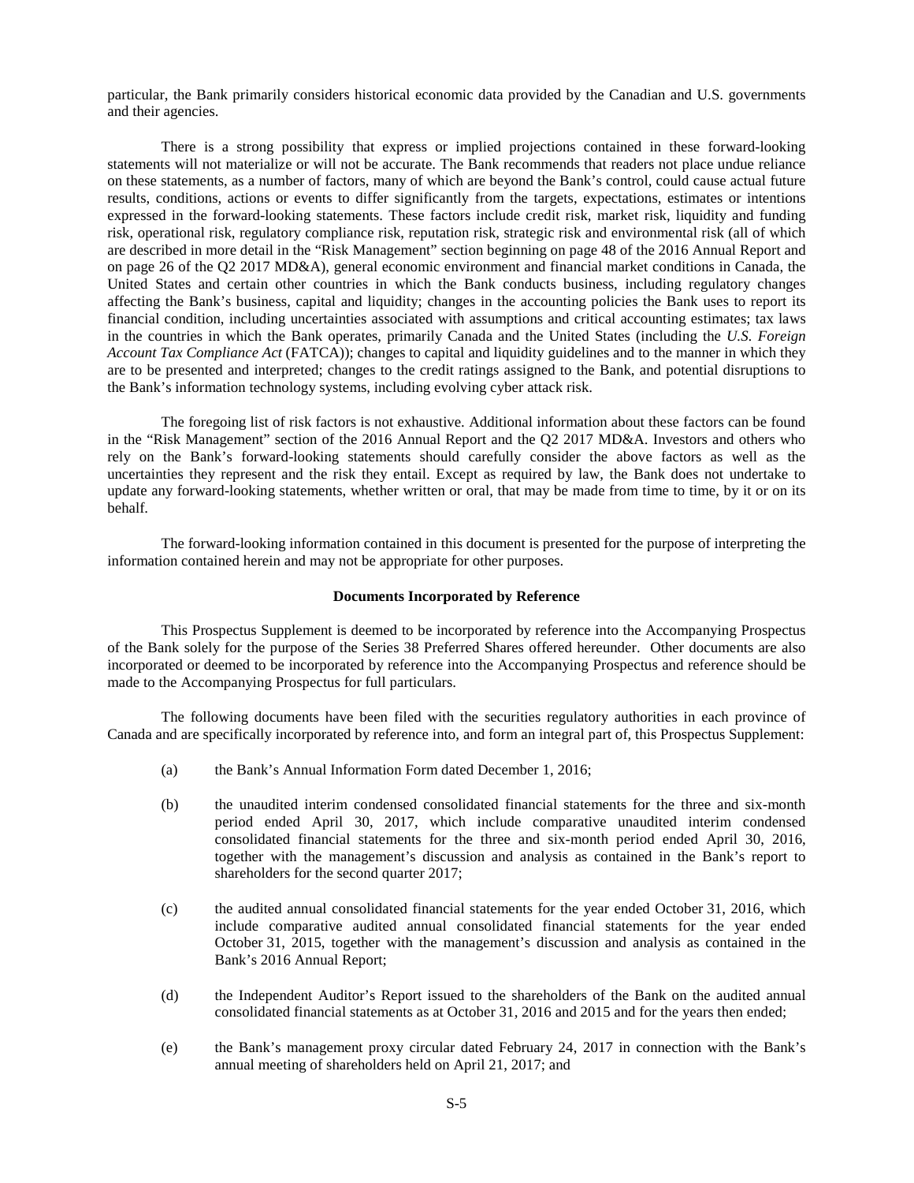particular, the Bank primarily considers historical economic data provided by the Canadian and U.S. governments and their agencies.

There is a strong possibility that express or implied projections contained in these forward-looking statements will not materialize or will not be accurate. The Bank recommends that readers not place undue reliance on these statements, as a number of factors, many of which are beyond the Bank's control, could cause actual future results, conditions, actions or events to differ significantly from the targets, expectations, estimates or intentions expressed in the forward-looking statements. These factors include credit risk, market risk, liquidity and funding risk, operational risk, regulatory compliance risk, reputation risk, strategic risk and environmental risk (all of which are described in more detail in the "Risk Management" section beginning on page 48 of the 2016 Annual Report and on page 26 of the Q2 2017 MD&A), general economic environment and financial market conditions in Canada, the United States and certain other countries in which the Bank conducts business, including regulatory changes affecting the Bank's business, capital and liquidity; changes in the accounting policies the Bank uses to report its financial condition, including uncertainties associated with assumptions and critical accounting estimates; tax laws in the countries in which the Bank operates, primarily Canada and the United States (including the *U.S. Foreign Account Tax Compliance Act* (FATCA)); changes to capital and liquidity guidelines and to the manner in which they are to be presented and interpreted; changes to the credit ratings assigned to the Bank, and potential disruptions to the Bank's information technology systems, including evolving cyber attack risk.

The foregoing list of risk factors is not exhaustive. Additional information about these factors can be found in the "Risk Management" section of the 2016 Annual Report and the Q2 2017 MD&A. Investors and others who rely on the Bank's forward-looking statements should carefully consider the above factors as well as the uncertainties they represent and the risk they entail. Except as required by law, the Bank does not undertake to update any forward-looking statements, whether written or oral, that may be made from time to time, by it or on its behalf.

The forward-looking information contained in this document is presented for the purpose of interpreting the information contained herein and may not be appropriate for other purposes.

**Documents Incorporated by Reference**

This Prospectus Supplement is deemed to be incorporated by reference into the Accompanying Prospectus of the Bank solely for the purpose of the Series 38 Preferred Shares offered hereunder. Other documents are also incorporated or deemed to be incorporated by reference into the Accompanying Prospectus and reference should be made to the Accompanying Prospectus for full particulars.

The following documents have been filed with the securities regulatory authorities in each province of Canada and are specifically incorporated by reference into, and form an integral part of, this Prospectus Supplement:

(a) the Bank's Annual Information Form dated December 1, 2016;

(b) the unaudited interim condensed consolidated financial statements for the three and six-month period ended April 30, 2017, which include comparative unaudited interim condensed consolidated financial statements for the three and six-month period ended April 30, 2016, together with the management's discussion and analysis as contained in the Bank's report to shareholders for the second quarter 2017;

(c) the audited annual consolidated financial statements for the year ended October 31, 2016, which include comparative audited annual consolidated financial statements for the year ended October 31, 2015, together with the management's discussion and analysis as contained in the Bank's 2016 Annual Report;

(d) the Independent Auditor's Report issued to the shareholders of the Bank on the audited annual consolidated financial statements as at October 31, 2016 and 2015 and for the years then ended;

(e) the Bank's management proxy circular dated February 24, 2017 in connection with the Bank's annual meeting of shareholders held on April 21, 2017; and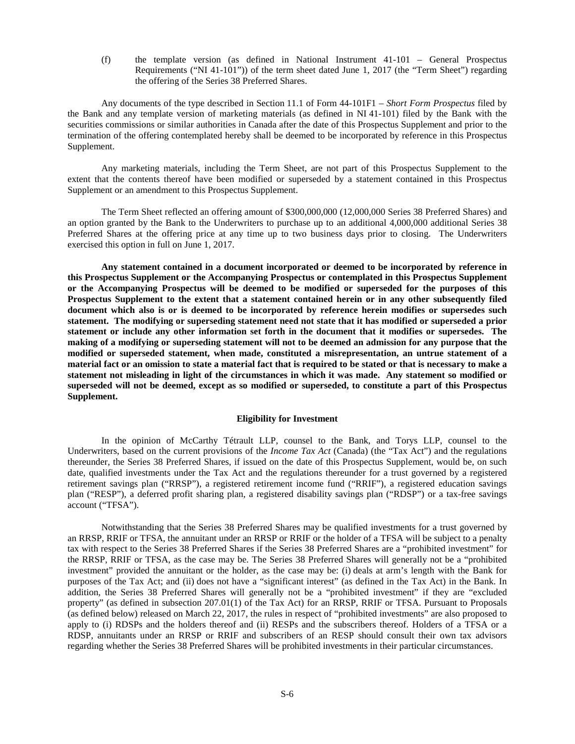(f) the template version (as defined in National Instrument 41-101 – General Prospectus Requirements ("NI 41-101")) of the term sheet dated June 1, 2017 (the "Term Sheet") regarding the offering of the Series 38 Preferred Shares.

Any documents of the type described in Section 11.1 of Form 44-101F1 – *Short Form Prospectus* filed by the Bank and any template version of marketing materials (as defined in NI 41-101) filed by the Bank with the securities commissions or similar authorities in Canada after the date of this Prospectus Supplement and prior to the termination of the offering contemplated hereby shall be deemed to be incorporated by reference in this Prospectus Supplement.

Any marketing materials, including the Term Sheet, are not part of this Prospectus Supplement to the extent that the contents thereof have been modified or superseded by a statement contained in this Prospectus Supplement or an amendment to this Prospectus Supplement.

The Term Sheet reflected an offering amount of $300,000,000 (12,000,000 Series 38 Preferred Shares) and an option granted by the Bank to the Underwriters to purchase up to an additional 4,000,000 additional Series 38 Preferred Shares at the offering price at any time up to two business days prior to closing. The Underwriters exercised this option in full on June 1, 2017.

**Any statement contained in a document incorporated or deemed to be incorporated by reference in this Prospectus Supplement or the Accompanying Prospectus or contemplated in this Prospectus Supplement or the Accompanying Prospectus will be deemed to be modified or superseded for the purposes of this Prospectus Supplement to the extent that a statement contained herein or in any other subsequently filed document which also is or is deemed to be incorporated by reference herein modifies or supersedes such statement. The modifying or superseding statement need not state that it has modified or superseded a prior statement or include any other information set forth in the document that it modifies or supersedes. The making of a modifying or superseding statement will not to be deemed an admission for any purpose that the modified or superseded statement, when made, constituted a misrepresentation, an untrue statement of a material fact or an omission to state a material fact that is required to be stated or that is necessary to make a statement not misleading in light of the circumstances in which it was made. Any statement so modified or superseded will not be deemed, except as so modified or superseded, to constitute a part of this Prospectus Supplement.**

## Eligibility for Investment

In the opinion of McCarthy Tétrault LLP, counsel to the Bank, and Torys LLP, counsel to the Underwriters, based on the current provisions of the *Income Tax Act* (Canada) (the "Tax Act") and the regulations thereunder, the Series 38 Preferred Shares, if issued on the date of this Prospectus Supplement, would be, on such date, qualified investments under the Tax Act and the regulations thereunder for a trust governed by a registered retirement savings plan ("RRSP"), a registered retirement income fund ("RRIF"), a registered education savings plan ("RESP"), a deferred profit sharing plan, a registered disability savings plan ("RDSP") or a tax-free savings account ("TFSA").

Notwithstanding that the Series 38 Preferred Shares may be qualified investments for a trust governed by an RRSP, RRIF or TFSA, the annuitant under an RRSP or RRIF or the holder of a TFSA will be subject to a penalty tax with respect to the Series 38 Preferred Shares if the Series 38 Preferred Shares are a "prohibited investment" for the RRSP, RRIF or TFSA, as the case may be. The Series 38 Preferred Shares will generally not be a "prohibited investment" provided the annuitant or the holder, as the case may be: (i) deals at arm's length with the Bank for purposes of the Tax Act; and (ii) does not have a "significant interest" (as defined in the Tax Act) in the Bank. In addition, the Series 38 Preferred Shares will generally not be a "prohibited investment" if they are "excluded property" (as defined in subsection 207.01(1) of the Tax Act) for an RRSP, RRIF or TFSA. Pursuant to Proposals (as defined below) released on March 22, 2017, the rules in respect of "prohibited investments" are also proposed to apply to (i) RDSPs and the holders thereof and (ii) RESPs and the subscribers thereof. Holders of a TFSA or a RDSP, annuitants under an RRSP or RRIF and subscribers of an RESP should consult their own tax advisors regarding whether the Series 38 Preferred Shares will be prohibited investments in their particular circumstances.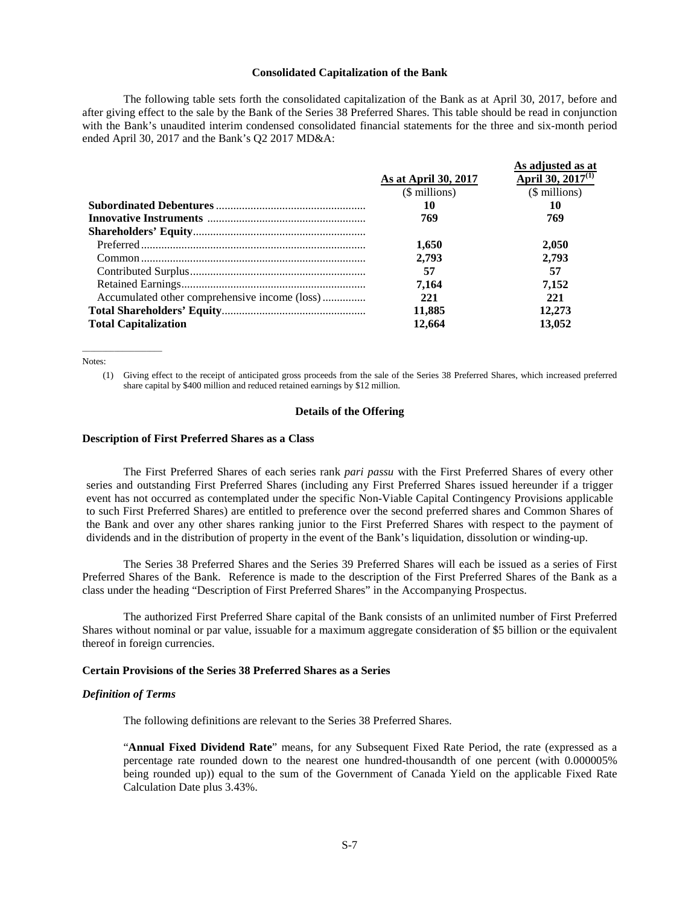## Consolidated Capitalization of the Bank

The following table sets forth the consolidated capitalization of the Bank as at April 30, 2017, before and after giving effect to the sale by the Bank of the Series 38 Preferred Shares. This table should be read in conjunction with the Bank's unaudited interim condensed consolidated financial statements for the three and six-month period ended April 30, 2017 and the Bank's Q2 2017 MD&A:

| | As at April 30, 2017 | As adjusted as at April 30, 2017[(1)] |
|---|---|---|
| | ($ millions) | ($ millions) |
| **Subordinated Debentures** | **10** | **10** |
| **Innovative Instruments** | **769** | **769** |
| **Shareholders' Equity** | | |
| Preferred | **1,650** | **2,050** |
| Common | **2,793** | **2,793** |
| Contributed Surplus | **57** | **57** |
| Retained Earnings | **7,164** | **7,152** |
| Accumulated other comprehensive income (loss) | **221** | **221** |
| **Total Shareholders' Equity** | **11,885** | **12,273** |
| **Total Capitalization** | **12,664** | **13,052** |

Notes:

(1) Giving effect to the receipt of anticipated gross proceeds from the sale of the Series 38 Preferred Shares, which increased preferred share capital by $400 million and reduced retained earnings by $12 million.

## Details of the Offering

### Description of First Preferred Shares as a Class

The First Preferred Shares of each series rank *pari passu* with the First Preferred Shares of every other series and outstanding First Preferred Shares (including any First Preferred Shares issued hereunder if a trigger event has not occurred as contemplated under the specific Non-Viable Capital Contingency Provisions applicable to such First Preferred Shares) are entitled to preference over the second preferred shares and Common Shares of the Bank and over any other shares ranking junior to the First Preferred Shares with respect to the payment of dividends and in the distribution of property in the event of the Bank's liquidation, dissolution or winding-up.

The Series 38 Preferred Shares and the Series 39 Preferred Shares will each be issued as a series of First Preferred Shares of the Bank. Reference is made to the description of the First Preferred Shares of the Bank as a class under the heading "Description of First Preferred Shares" in the Accompanying Prospectus.

The authorized First Preferred Share capital of the Bank consists of an unlimited number of First Preferred Shares without nominal or par value, issuable for a maximum aggregate consideration of $5 billion or the equivalent thereof in foreign currencies.

### Certain Provisions of the Series 38 Preferred Shares as a Series

#### *Definition of Terms*

The following definitions are relevant to the Series 38 Preferred Shares.

"**Annual Fixed Dividend Rate**" means, for any Subsequent Fixed Rate Period, the rate (expressed as a percentage rate rounded down to the nearest one hundred-thousandth of one percent (with 0.000005% being rounded up)) equal to the sum of the Government of Canada Yield on the applicable Fixed Rate Calculation Date plus 3.43%.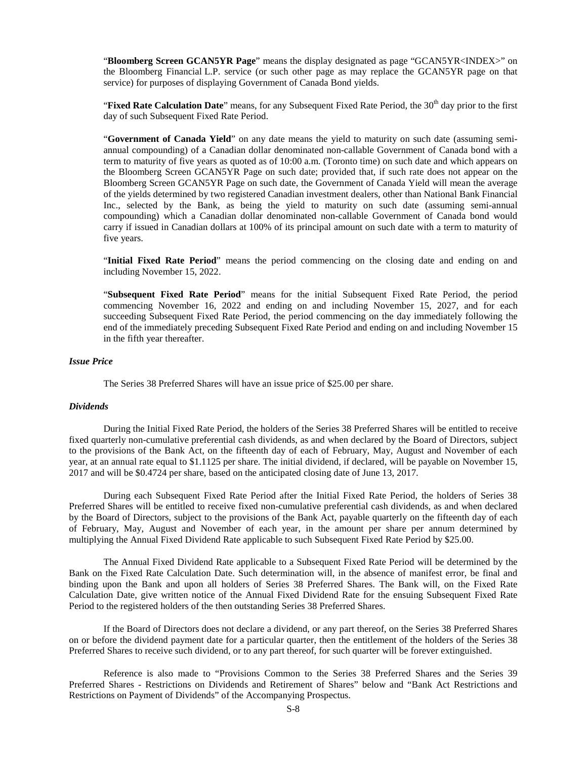"**Bloomberg Screen GCAN5YR Page**" means the display designated as page "GCAN5YR<INDEX>" on the Bloomberg Financial L.P. service (or such other page as may replace the GCAN5YR page on that service) for purposes of displaying Government of Canada Bond yields.

"**Fixed Rate Calculation Date**" means, for any Subsequent Fixed Rate Period, the 30th day prior to the first day of such Subsequent Fixed Rate Period.

"**Government of Canada Yield**" on any date means the yield to maturity on such date (assuming semi-annual compounding) of a Canadian dollar denominated non-callable Government of Canada bond with a term to maturity of five years as quoted as of 10:00 a.m. (Toronto time) on such date and which appears on the Bloomberg Screen GCAN5YR Page on such date; provided that, if such rate does not appear on the Bloomberg Screen GCAN5YR Page on such date, the Government of Canada Yield will mean the average of the yields determined by two registered Canadian investment dealers, other than National Bank Financial Inc., selected by the Bank, as being the yield to maturity on such date (assuming semi-annual compounding) which a Canadian dollar denominated non-callable Government of Canada bond would carry if issued in Canadian dollars at 100% of its principal amount on such date with a term to maturity of five years.

"**Initial Fixed Rate Period**" means the period commencing on the closing date and ending on and including November 15, 2022.

"**Subsequent Fixed Rate Period**" means for the initial Subsequent Fixed Rate Period, the period commencing November 16, 2022 and ending on and including November 15, 2027, and for each succeeding Subsequent Fixed Rate Period, the period commencing on the day immediately following the end of the immediately preceding Subsequent Fixed Rate Period and ending on and including November 15 in the fifth year thereafter.

***Issue Price***

The Series 38 Preferred Shares will have an issue price of $25.00 per share.

***Dividends***

During the Initial Fixed Rate Period, the holders of the Series 38 Preferred Shares will be entitled to receive fixed quarterly non-cumulative preferential cash dividends, as and when declared by the Board of Directors, subject to the provisions of the Bank Act, on the fifteenth day of each of February, May, August and November of each year, at an annual rate equal to $1.1125 per share. The initial dividend, if declared, will be payable on November 15, 2017 and will be $0.4724 per share, based on the anticipated closing date of June 13, 2017.

During each Subsequent Fixed Rate Period after the Initial Fixed Rate Period, the holders of Series 38 Preferred Shares will be entitled to receive fixed non-cumulative preferential cash dividends, as and when declared by the Board of Directors, subject to the provisions of the Bank Act, payable quarterly on the fifteenth day of each of February, May, August and November of each year, in the amount per share per annum determined by multiplying the Annual Fixed Dividend Rate applicable to such Subsequent Fixed Rate Period by $25.00.

The Annual Fixed Dividend Rate applicable to a Subsequent Fixed Rate Period will be determined by the Bank on the Fixed Rate Calculation Date. Such determination will, in the absence of manifest error, be final and binding upon the Bank and upon all holders of Series 38 Preferred Shares. The Bank will, on the Fixed Rate Calculation Date, give written notice of the Annual Fixed Dividend Rate for the ensuing Subsequent Fixed Rate Period to the registered holders of the then outstanding Series 38 Preferred Shares.

If the Board of Directors does not declare a dividend, or any part thereof, on the Series 38 Preferred Shares on or before the dividend payment date for a particular quarter, then the entitlement of the holders of the Series 38 Preferred Shares to receive such dividend, or to any part thereof, for such quarter will be forever extinguished.

Reference is also made to "Provisions Common to the Series 38 Preferred Shares and the Series 39 Preferred Shares - Restrictions on Dividends and Retirement of Shares" below and "Bank Act Restrictions and Restrictions on Payment of Dividends" of the Accompanying Prospectus.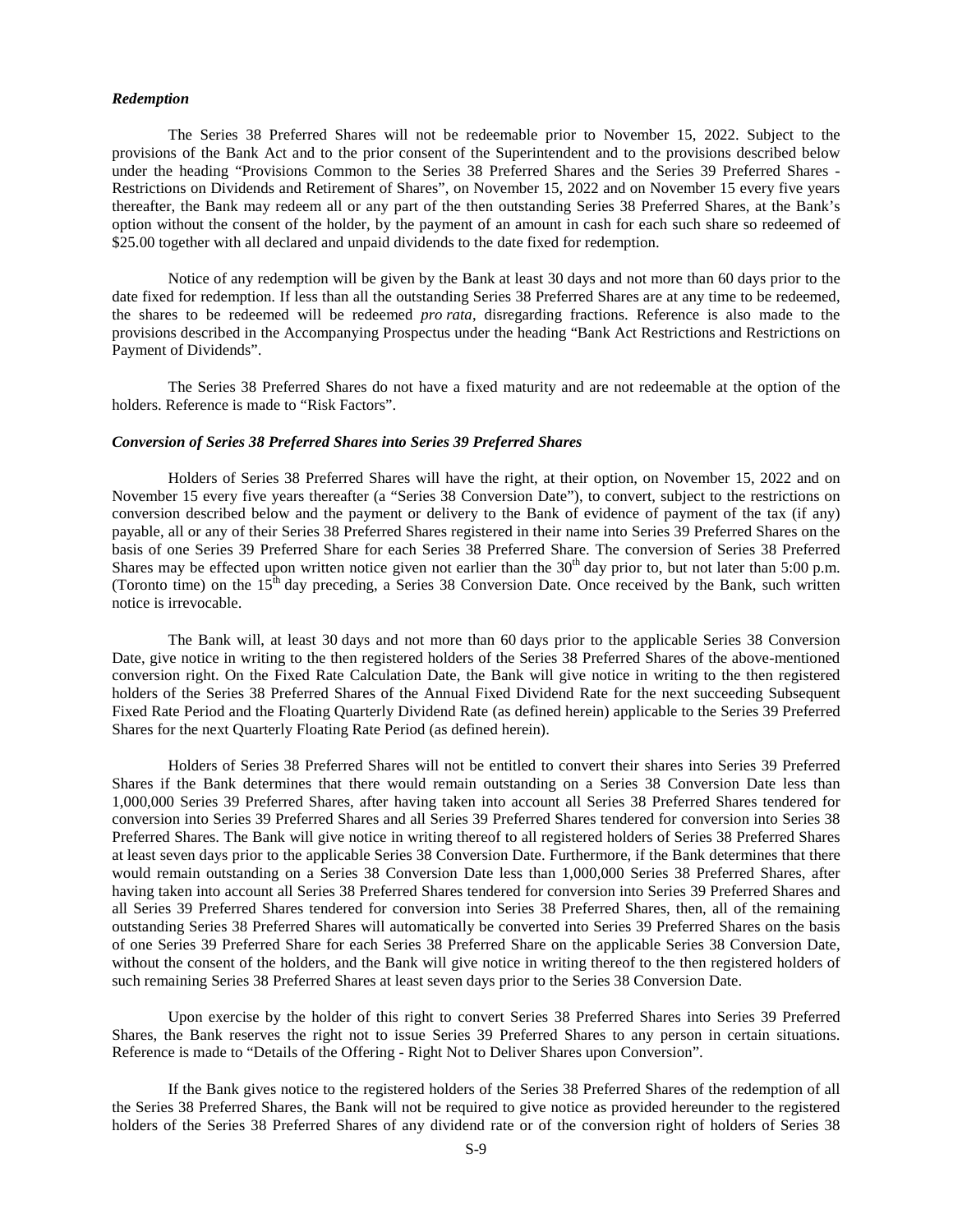### *Redemption*

The Series 38 Preferred Shares will not be redeemable prior to November 15, 2022. Subject to the provisions of the Bank Act and to the prior consent of the Superintendent and to the provisions described below under the heading "Provisions Common to the Series 38 Preferred Shares and the Series 39 Preferred Shares - Restrictions on Dividends and Retirement of Shares", on November 15, 2022 and on November 15 every five years thereafter, the Bank may redeem all or any part of the then outstanding Series 38 Preferred Shares, at the Bank's option without the consent of the holder, by the payment of an amount in cash for each such share so redeemed of \$25.00 together with all declared and unpaid dividends to the date fixed for redemption.

Notice of any redemption will be given by the Bank at least 30 days and not more than 60 days prior to the date fixed for redemption. If less than all the outstanding Series 38 Preferred Shares are at any time to be redeemed, the shares to be redeemed will be redeemed *pro rata*, disregarding fractions. Reference is also made to the provisions described in the Accompanying Prospectus under the heading "Bank Act Restrictions and Restrictions on Payment of Dividends".

The Series 38 Preferred Shares do not have a fixed maturity and are not redeemable at the option of the holders. Reference is made to "Risk Factors".

### *Conversion of Series 38 Preferred Shares into Series 39 Preferred Shares*

Holders of Series 38 Preferred Shares will have the right, at their option, on November 15, 2022 and on November 15 every five years thereafter (a "Series 38 Conversion Date"), to convert, subject to the restrictions on conversion described below and the payment or delivery to the Bank of evidence of payment of the tax (if any) payable, all or any of their Series 38 Preferred Shares registered in their name into Series 39 Preferred Shares on the basis of one Series 39 Preferred Share for each Series 38 Preferred Share. The conversion of Series 38 Preferred Shares may be effected upon written notice given not earlier than the 30th day prior to, but not later than 5:00 p.m. (Toronto time) on the 15th day preceding, a Series 38 Conversion Date. Once received by the Bank, such written notice is irrevocable.

The Bank will, at least 30 days and not more than 60 days prior to the applicable Series 38 Conversion Date, give notice in writing to the then registered holders of the Series 38 Preferred Shares of the above-mentioned conversion right. On the Fixed Rate Calculation Date, the Bank will give notice in writing to the then registered holders of the Series 38 Preferred Shares of the Annual Fixed Dividend Rate for the next succeeding Subsequent Fixed Rate Period and the Floating Quarterly Dividend Rate (as defined herein) applicable to the Series 39 Preferred Shares for the next Quarterly Floating Rate Period (as defined herein).

Holders of Series 38 Preferred Shares will not be entitled to convert their shares into Series 39 Preferred Shares if the Bank determines that there would remain outstanding on a Series 38 Conversion Date less than 1,000,000 Series 39 Preferred Shares, after having taken into account all Series 38 Preferred Shares tendered for conversion into Series 39 Preferred Shares and all Series 39 Preferred Shares tendered for conversion into Series 38 Preferred Shares. The Bank will give notice in writing thereof to all registered holders of Series 38 Preferred Shares at least seven days prior to the applicable Series 38 Conversion Date. Furthermore, if the Bank determines that there would remain outstanding on a Series 38 Conversion Date less than 1,000,000 Series 38 Preferred Shares, after having taken into account all Series 38 Preferred Shares tendered for conversion into Series 39 Preferred Shares and all Series 39 Preferred Shares tendered for conversion into Series 38 Preferred Shares, then, all of the remaining outstanding Series 38 Preferred Shares will automatically be converted into Series 39 Preferred Shares on the basis of one Series 39 Preferred Share for each Series 38 Preferred Share on the applicable Series 38 Conversion Date, without the consent of the holders, and the Bank will give notice in writing thereof to the then registered holders of such remaining Series 38 Preferred Shares at least seven days prior to the Series 38 Conversion Date.

Upon exercise by the holder of this right to convert Series 38 Preferred Shares into Series 39 Preferred Shares, the Bank reserves the right not to issue Series 39 Preferred Shares to any person in certain situations. Reference is made to "Details of the Offering - Right Not to Deliver Shares upon Conversion".

If the Bank gives notice to the registered holders of the Series 38 Preferred Shares of the redemption of all the Series 38 Preferred Shares, the Bank will not be required to give notice as provided hereunder to the registered holders of the Series 38 Preferred Shares of any dividend rate or of the conversion right of holders of Series 38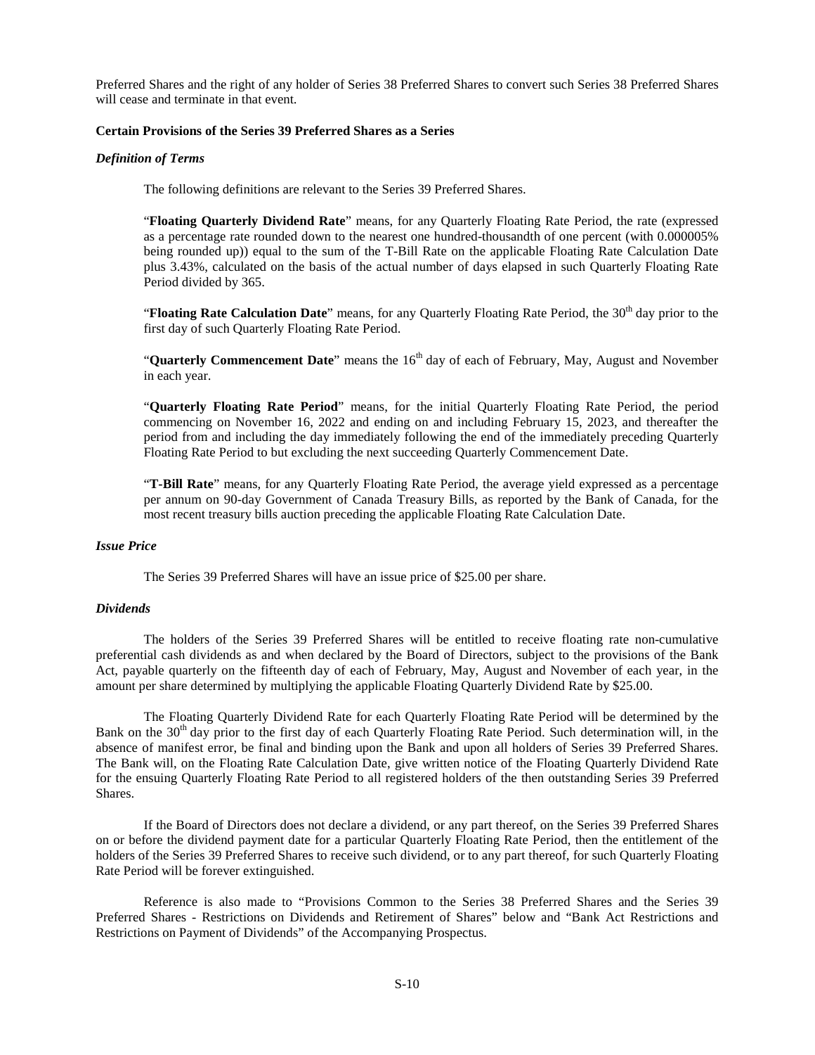Preferred Shares and the right of any holder of Series 38 Preferred Shares to convert such Series 38 Preferred Shares will cease and terminate in that event.

**Certain Provisions of the Series 39 Preferred Shares as a Series**

***Definition of Terms***

The following definitions are relevant to the Series 39 Preferred Shares.

"**Floating Quarterly Dividend Rate**" means, for any Quarterly Floating Rate Period, the rate (expressed as a percentage rate rounded down to the nearest one hundred-thousandth of one percent (with 0.000005% being rounded up)) equal to the sum of the T-Bill Rate on the applicable Floating Rate Calculation Date plus 3.43%, calculated on the basis of the actual number of days elapsed in such Quarterly Floating Rate Period divided by 365.

"**Floating Rate Calculation Date**" means, for any Quarterly Floating Rate Period, the 30th day prior to the first day of such Quarterly Floating Rate Period.

"**Quarterly Commencement Date**" means the 16th day of each of February, May, August and November in each year.

"**Quarterly Floating Rate Period**" means, for the initial Quarterly Floating Rate Period, the period commencing on November 16, 2022 and ending on and including February 15, 2023, and thereafter the period from and including the day immediately following the end of the immediately preceding Quarterly Floating Rate Period to but excluding the next succeeding Quarterly Commencement Date.

"**T-Bill Rate**" means, for any Quarterly Floating Rate Period, the average yield expressed as a percentage per annum on 90-day Government of Canada Treasury Bills, as reported by the Bank of Canada, for the most recent treasury bills auction preceding the applicable Floating Rate Calculation Date.

***Issue Price***

The Series 39 Preferred Shares will have an issue price of $25.00 per share.

***Dividends***

The holders of the Series 39 Preferred Shares will be entitled to receive floating rate non-cumulative preferential cash dividends as and when declared by the Board of Directors, subject to the provisions of the Bank Act, payable quarterly on the fifteenth day of each of February, May, August and November of each year, in the amount per share determined by multiplying the applicable Floating Quarterly Dividend Rate by $25.00.

The Floating Quarterly Dividend Rate for each Quarterly Floating Rate Period will be determined by the Bank on the 30th day prior to the first day of each Quarterly Floating Rate Period. Such determination will, in the absence of manifest error, be final and binding upon the Bank and upon all holders of Series 39 Preferred Shares. The Bank will, on the Floating Rate Calculation Date, give written notice of the Floating Quarterly Dividend Rate for the ensuing Quarterly Floating Rate Period to all registered holders of the then outstanding Series 39 Preferred Shares.

If the Board of Directors does not declare a dividend, or any part thereof, on the Series 39 Preferred Shares on or before the dividend payment date for a particular Quarterly Floating Rate Period, then the entitlement of the holders of the Series 39 Preferred Shares to receive such dividend, or to any part thereof, for such Quarterly Floating Rate Period will be forever extinguished.

Reference is also made to "Provisions Common to the Series 38 Preferred Shares and the Series 39 Preferred Shares - Restrictions on Dividends and Retirement of Shares" below and "Bank Act Restrictions and Restrictions on Payment of Dividends" of the Accompanying Prospectus.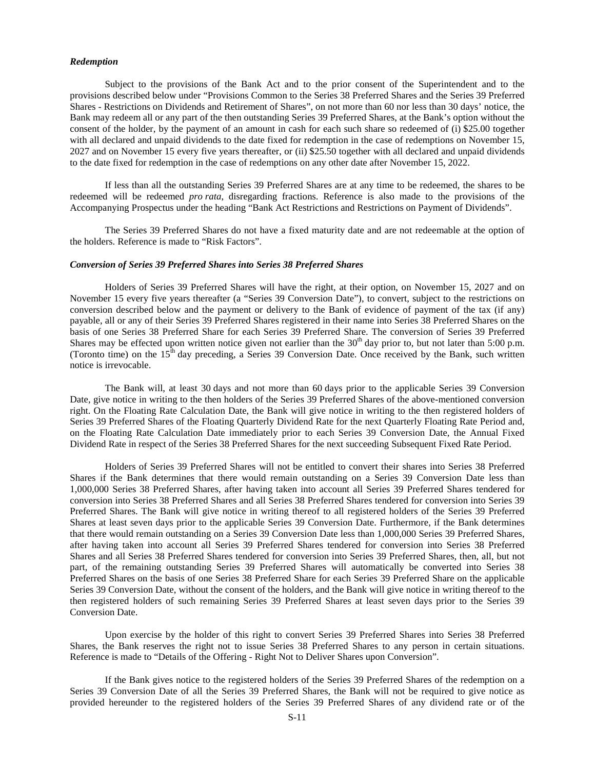### *Redemption*

Subject to the provisions of the Bank Act and to the prior consent of the Superintendent and to the provisions described below under "Provisions Common to the Series 38 Preferred Shares and the Series 39 Preferred Shares - Restrictions on Dividends and Retirement of Shares", on not more than 60 nor less than 30 days' notice, the Bank may redeem all or any part of the then outstanding Series 39 Preferred Shares, at the Bank's option without the consent of the holder, by the payment of an amount in cash for each such share so redeemed of (i) $25.00 together with all declared and unpaid dividends to the date fixed for redemption in the case of redemptions on November 15, 2027 and on November 15 every five years thereafter, or (ii) $25.50 together with all declared and unpaid dividends to the date fixed for redemption in the case of redemptions on any other date after November 15, 2022.

If less than all the outstanding Series 39 Preferred Shares are at any time to be redeemed, the shares to be redeemed will be redeemed *pro rata*, disregarding fractions. Reference is also made to the provisions of the Accompanying Prospectus under the heading "Bank Act Restrictions and Restrictions on Payment of Dividends".

The Series 39 Preferred Shares do not have a fixed maturity date and are not redeemable at the option of the holders. Reference is made to "Risk Factors".

### *Conversion of Series 39 Preferred Shares into Series 38 Preferred Shares*

Holders of Series 39 Preferred Shares will have the right, at their option, on November 15, 2027 and on November 15 every five years thereafter (a "Series 39 Conversion Date"), to convert, subject to the restrictions on conversion described below and the payment or delivery to the Bank of evidence of payment of the tax (if any) payable, all or any of their Series 39 Preferred Shares registered in their name into Series 38 Preferred Shares on the basis of one Series 38 Preferred Share for each Series 39 Preferred Share. The conversion of Series 39 Preferred Shares may be effected upon written notice given not earlier than the 30th day prior to, but not later than 5:00 p.m. (Toronto time) on the 15th day preceding, a Series 39 Conversion Date. Once received by the Bank, such written notice is irrevocable.

The Bank will, at least 30 days and not more than 60 days prior to the applicable Series 39 Conversion Date, give notice in writing to the then holders of the Series 39 Preferred Shares of the above-mentioned conversion right. On the Floating Rate Calculation Date, the Bank will give notice in writing to the then registered holders of Series 39 Preferred Shares of the Floating Quarterly Dividend Rate for the next Quarterly Floating Rate Period and, on the Floating Rate Calculation Date immediately prior to each Series 39 Conversion Date, the Annual Fixed Dividend Rate in respect of the Series 38 Preferred Shares for the next succeeding Subsequent Fixed Rate Period.

Holders of Series 39 Preferred Shares will not be entitled to convert their shares into Series 38 Preferred Shares if the Bank determines that there would remain outstanding on a Series 39 Conversion Date less than 1,000,000 Series 38 Preferred Shares, after having taken into account all Series 39 Preferred Shares tendered for conversion into Series 38 Preferred Shares and all Series 38 Preferred Shares tendered for conversion into Series 39 Preferred Shares. The Bank will give notice in writing thereof to all registered holders of the Series 39 Preferred Shares at least seven days prior to the applicable Series 39 Conversion Date. Furthermore, if the Bank determines that there would remain outstanding on a Series 39 Conversion Date less than 1,000,000 Series 39 Preferred Shares, after having taken into account all Series 39 Preferred Shares tendered for conversion into Series 38 Preferred Shares and all Series 38 Preferred Shares tendered for conversion into Series 39 Preferred Shares, then, all, but not part, of the remaining outstanding Series 39 Preferred Shares will automatically be converted into Series 38 Preferred Shares on the basis of one Series 38 Preferred Share for each Series 39 Preferred Share on the applicable Series 39 Conversion Date, without the consent of the holders, and the Bank will give notice in writing thereof to the then registered holders of such remaining Series 39 Preferred Shares at least seven days prior to the Series 39 Conversion Date.

Upon exercise by the holder of this right to convert Series 39 Preferred Shares into Series 38 Preferred Shares, the Bank reserves the right not to issue Series 38 Preferred Shares to any person in certain situations. Reference is made to "Details of the Offering - Right Not to Deliver Shares upon Conversion".

If the Bank gives notice to the registered holders of the Series 39 Preferred Shares of the redemption on a Series 39 Conversion Date of all the Series 39 Preferred Shares, the Bank will not be required to give notice as provided hereunder to the registered holders of the Series 39 Preferred Shares of any dividend rate or of the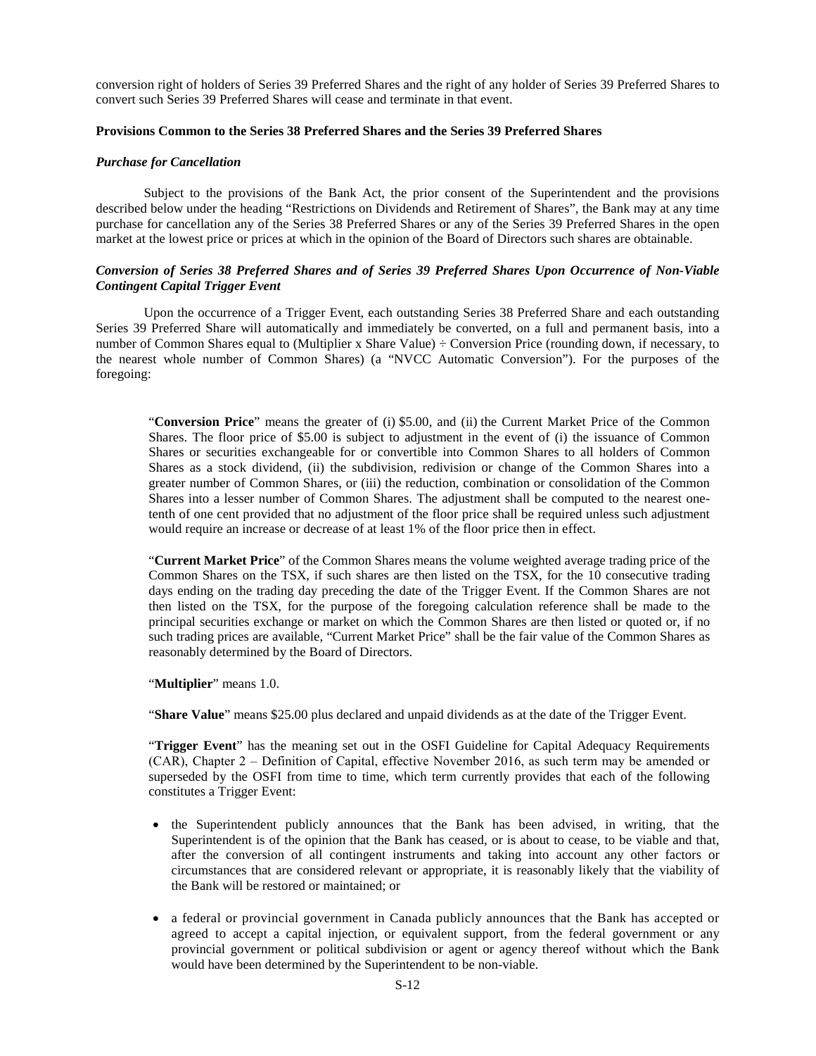conversion right of holders of Series 39 Preferred Shares and the right of any holder of Series 39 Preferred Shares to convert such Series 39 Preferred Shares will cease and terminate in that event.

**Provisions Common to the Series 38 Preferred Shares and the Series 39 Preferred Shares**

***Purchase for Cancellation***

Subject to the provisions of the Bank Act, the prior consent of the Superintendent and the provisions described below under the heading "Restrictions on Dividends and Retirement of Shares", the Bank may at any time purchase for cancellation any of the Series 38 Preferred Shares or any of the Series 39 Preferred Shares in the open market at the lowest price or prices at which in the opinion of the Board of Directors such shares are obtainable.

***Conversion of Series 38 Preferred Shares and of Series 39 Preferred Shares Upon Occurrence of Non-Viable Contingent Capital Trigger Event***

Upon the occurrence of a Trigger Event, each outstanding Series 38 Preferred Share and each outstanding Series 39 Preferred Share will automatically and immediately be converted, on a full and permanent basis, into a number of Common Shares equal to (Multiplier x Share Value) ÷ Conversion Price (rounding down, if necessary, to the nearest whole number of Common Shares) (a "NVCC Automatic Conversion"). For the purposes of the foregoing:

> "**Conversion Price**" means the greater of (i) $5.00, and (ii) the Current Market Price of the Common Shares. The floor price of $5.00 is subject to adjustment in the event of (i) the issuance of Common Shares or securities exchangeable for or convertible into Common Shares to all holders of Common Shares as a stock dividend, (ii) the subdivision, redivision or change of the Common Shares into a greater number of Common Shares, or (iii) the reduction, combination or consolidation of the Common Shares into a lesser number of Common Shares. The adjustment shall be computed to the nearest one-tenth of one cent provided that no adjustment of the floor price shall be required unless such adjustment would require an increase or decrease of at least 1% of the floor price then in effect.
>
> "**Current Market Price**" of the Common Shares means the volume weighted average trading price of the Common Shares on the TSX, if such shares are then listed on the TSX, for the 10 consecutive trading days ending on the trading day preceding the date of the Trigger Event. If the Common Shares are not then listed on the TSX, for the purpose of the foregoing calculation reference shall be made to the principal securities exchange or market on which the Common Shares are then listed or quoted or, if no such trading prices are available, "Current Market Price" shall be the fair value of the Common Shares as reasonably determined by the Board of Directors.
>
> "**Multiplier**" means 1.0.
>
> "**Share Value**" means $25.00 plus declared and unpaid dividends as at the date of the Trigger Event.
>
> "**Trigger Event**" has the meaning set out in the OSFI Guideline for Capital Adequacy Requirements (CAR), Chapter 2 – Definition of Capital, effective November 2016, as such term may be amended or superseded by the OSFI from time to time, which term currently provides that each of the following constitutes a Trigger Event:
>
> - the Superintendent publicly announces that the Bank has been advised, in writing, that the Superintendent is of the opinion that the Bank has ceased, or is about to cease, to be viable and that, after the conversion of all contingent instruments and taking into account any other factors or circumstances that are considered relevant or appropriate, it is reasonably likely that the viability of the Bank will be restored or maintained; or
> - a federal or provincial government in Canada publicly announces that the Bank has accepted or agreed to accept a capital injection, or equivalent support, from the federal government or any provincial government or political subdivision or agent or agency thereof without which the Bank would have been determined by the Superintendent to be non-viable.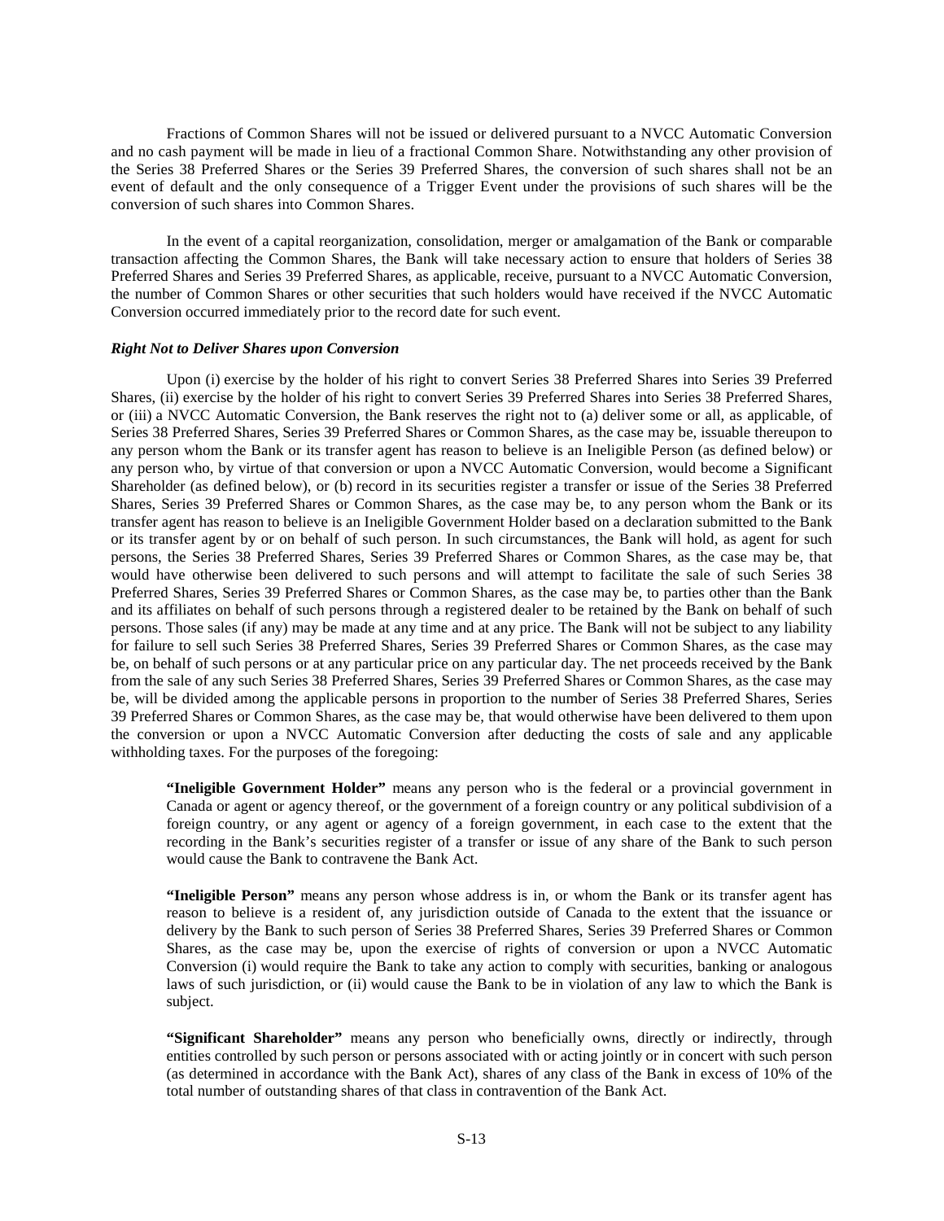Fractions of Common Shares will not be issued or delivered pursuant to a NVCC Automatic Conversion and no cash payment will be made in lieu of a fractional Common Share. Notwithstanding any other provision of the Series 38 Preferred Shares or the Series 39 Preferred Shares, the conversion of such shares shall not be an event of default and the only consequence of a Trigger Event under the provisions of such shares will be the conversion of such shares into Common Shares.

In the event of a capital reorganization, consolidation, merger or amalgamation of the Bank or comparable transaction affecting the Common Shares, the Bank will take necessary action to ensure that holders of Series 38 Preferred Shares and Series 39 Preferred Shares, as applicable, receive, pursuant to a NVCC Automatic Conversion, the number of Common Shares or other securities that such holders would have received if the NVCC Automatic Conversion occurred immediately prior to the record date for such event.

***Right Not to Deliver Shares upon Conversion***

Upon (i) exercise by the holder of his right to convert Series 38 Preferred Shares into Series 39 Preferred Shares, (ii) exercise by the holder of his right to convert Series 39 Preferred Shares into Series 38 Preferred Shares, or (iii) a NVCC Automatic Conversion, the Bank reserves the right not to (a) deliver some or all, as applicable, of Series 38 Preferred Shares, Series 39 Preferred Shares or Common Shares, as the case may be, issuable thereupon to any person whom the Bank or its transfer agent has reason to believe is an Ineligible Person (as defined below) or any person who, by virtue of that conversion or upon a NVCC Automatic Conversion, would become a Significant Shareholder (as defined below), or (b) record in its securities register a transfer or issue of the Series 38 Preferred Shares, Series 39 Preferred Shares or Common Shares, as the case may be, to any person whom the Bank or its transfer agent has reason to believe is an Ineligible Government Holder based on a declaration submitted to the Bank or its transfer agent by or on behalf of such person. In such circumstances, the Bank will hold, as agent for such persons, the Series 38 Preferred Shares, Series 39 Preferred Shares or Common Shares, as the case may be, that would have otherwise been delivered to such persons and will attempt to facilitate the sale of such Series 38 Preferred Shares, Series 39 Preferred Shares or Common Shares, as the case may be, to parties other than the Bank and its affiliates on behalf of such persons through a registered dealer to be retained by the Bank on behalf of such persons. Those sales (if any) may be made at any time and at any price. The Bank will not be subject to any liability for failure to sell such Series 38 Preferred Shares, Series 39 Preferred Shares or Common Shares, as the case may be, on behalf of such persons or at any particular price on any particular day. The net proceeds received by the Bank from the sale of any such Series 38 Preferred Shares, Series 39 Preferred Shares or Common Shares, as the case may be, will be divided among the applicable persons in proportion to the number of Series 38 Preferred Shares, Series 39 Preferred Shares or Common Shares, as the case may be, that would otherwise have been delivered to them upon the conversion or upon a NVCC Automatic Conversion after deducting the costs of sale and any applicable withholding taxes. For the purposes of the foregoing:

> **"Ineligible Government Holder"** means any person who is the federal or a provincial government in Canada or agent or agency thereof, or the government of a foreign country or any political subdivision of a foreign country, or any agent or agency of a foreign government, in each case to the extent that the recording in the Bank's securities register of a transfer or issue of any share of the Bank to such person would cause the Bank to contravene the Bank Act.
>
> **"Ineligible Person"** means any person whose address is in, or whom the Bank or its transfer agent has reason to believe is a resident of, any jurisdiction outside of Canada to the extent that the issuance or delivery by the Bank to such person of Series 38 Preferred Shares, Series 39 Preferred Shares or Common Shares, as the case may be, upon the exercise of rights of conversion or upon a NVCC Automatic Conversion (i) would require the Bank to take any action to comply with securities, banking or analogous laws of such jurisdiction, or (ii) would cause the Bank to be in violation of any law to which the Bank is subject.
>
> **"Significant Shareholder"** means any person who beneficially owns, directly or indirectly, through entities controlled by such person or persons associated with or acting jointly or in concert with such person (as determined in accordance with the Bank Act), shares of any class of the Bank in excess of 10% of the total number of outstanding shares of that class in contravention of the Bank Act.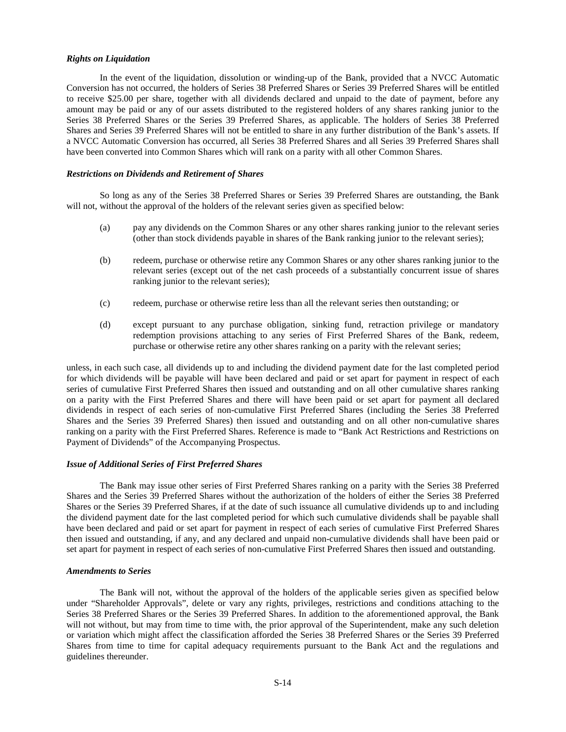***Rights on Liquidation***

In the event of the liquidation, dissolution or winding-up of the Bank, provided that a NVCC Automatic Conversion has not occurred, the holders of Series 38 Preferred Shares or Series 39 Preferred Shares will be entitled to receive $25.00 per share, together with all dividends declared and unpaid to the date of payment, before any amount may be paid or any of our assets distributed to the registered holders of any shares ranking junior to the Series 38 Preferred Shares or the Series 39 Preferred Shares, as applicable. The holders of Series 38 Preferred Shares and Series 39 Preferred Shares will not be entitled to share in any further distribution of the Bank's assets. If a NVCC Automatic Conversion has occurred, all Series 38 Preferred Shares and all Series 39 Preferred Shares shall have been converted into Common Shares which will rank on a parity with all other Common Shares.

***Restrictions on Dividends and Retirement of Shares***

So long as any of the Series 38 Preferred Shares or Series 39 Preferred Shares are outstanding, the Bank will not, without the approval of the holders of the relevant series given as specified below:

(a) pay any dividends on the Common Shares or any other shares ranking junior to the relevant series (other than stock dividends payable in shares of the Bank ranking junior to the relevant series);

(b) redeem, purchase or otherwise retire any Common Shares or any other shares ranking junior to the relevant series (except out of the net cash proceeds of a substantially concurrent issue of shares ranking junior to the relevant series);

(c) redeem, purchase or otherwise retire less than all the relevant series then outstanding; or

(d) except pursuant to any purchase obligation, sinking fund, retraction privilege or mandatory redemption provisions attaching to any series of First Preferred Shares of the Bank, redeem, purchase or otherwise retire any other shares ranking on a parity with the relevant series;

unless, in each such case, all dividends up to and including the dividend payment date for the last completed period for which dividends will be payable will have been declared and paid or set apart for payment in respect of each series of cumulative First Preferred Shares then issued and outstanding and on all other cumulative shares ranking on a parity with the First Preferred Shares and there will have been paid or set apart for payment all declared dividends in respect of each series of non-cumulative First Preferred Shares (including the Series 38 Preferred Shares and the Series 39 Preferred Shares) then issued and outstanding and on all other non-cumulative shares ranking on a parity with the First Preferred Shares. Reference is made to "Bank Act Restrictions and Restrictions on Payment of Dividends" of the Accompanying Prospectus.

***Issue of Additional Series of First Preferred Shares***

The Bank may issue other series of First Preferred Shares ranking on a parity with the Series 38 Preferred Shares and the Series 39 Preferred Shares without the authorization of the holders of either the Series 38 Preferred Shares or the Series 39 Preferred Shares, if at the date of such issuance all cumulative dividends up to and including the dividend payment date for the last completed period for which such cumulative dividends shall be payable shall have been declared and paid or set apart for payment in respect of each series of cumulative First Preferred Shares then issued and outstanding, if any, and any declared and unpaid non-cumulative dividends shall have been paid or set apart for payment in respect of each series of non-cumulative First Preferred Shares then issued and outstanding.

***Amendments to Series***

The Bank will not, without the approval of the holders of the applicable series given as specified below under "Shareholder Approvals", delete or vary any rights, privileges, restrictions and conditions attaching to the Series 38 Preferred Shares or the Series 39 Preferred Shares. In addition to the aforementioned approval, the Bank will not without, but may from time to time with, the prior approval of the Superintendent, make any such deletion or variation which might affect the classification afforded the Series 38 Preferred Shares or the Series 39 Preferred Shares from time to time for capital adequacy requirements pursuant to the Bank Act and the regulations and guidelines thereunder.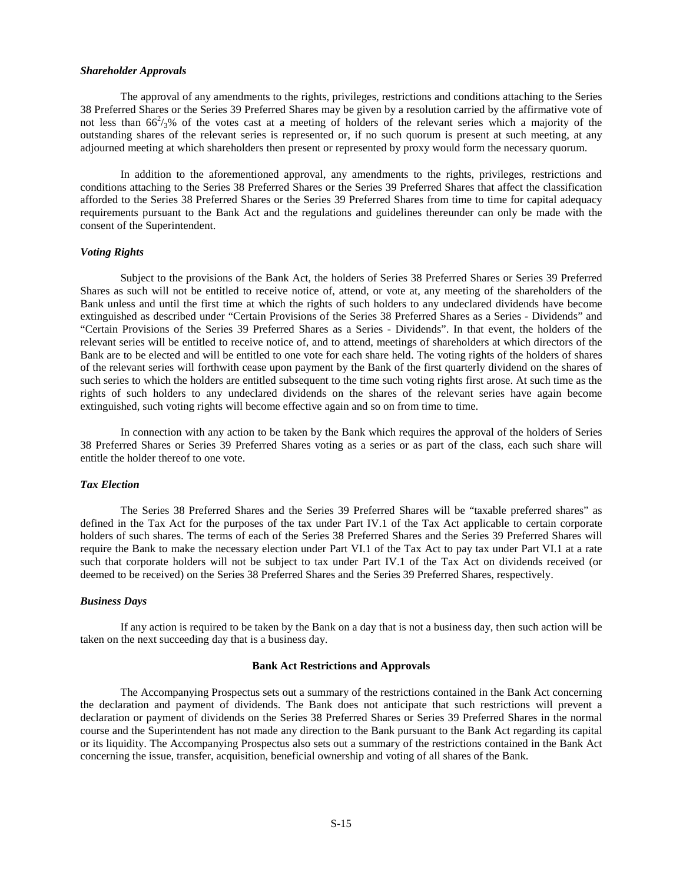### *Shareholder Approvals*

The approval of any amendments to the rights, privileges, restrictions and conditions attaching to the Series 38 Preferred Shares or the Series 39 Preferred Shares may be given by a resolution carried by the affirmative vote of not less than $66^2/_3$% of the votes cast at a meeting of holders of the relevant series which a majority of the outstanding shares of the relevant series is represented or, if no such quorum is present at such meeting, at any adjourned meeting at which shareholders then present or represented by proxy would form the necessary quorum.

In addition to the aforementioned approval, any amendments to the rights, privileges, restrictions and conditions attaching to the Series 38 Preferred Shares or the Series 39 Preferred Shares that affect the classification afforded to the Series 38 Preferred Shares or the Series 39 Preferred Shares from time to time for capital adequacy requirements pursuant to the Bank Act and the regulations and guidelines thereunder can only be made with the consent of the Superintendent.

### *Voting Rights*

Subject to the provisions of the Bank Act, the holders of Series 38 Preferred Shares or Series 39 Preferred Shares as such will not be entitled to receive notice of, attend, or vote at, any meeting of the shareholders of the Bank unless and until the first time at which the rights of such holders to any undeclared dividends have become extinguished as described under "Certain Provisions of the Series 38 Preferred Shares as a Series - Dividends" and "Certain Provisions of the Series 39 Preferred Shares as a Series - Dividends". In that event, the holders of the relevant series will be entitled to receive notice of, and to attend, meetings of shareholders at which directors of the Bank are to be elected and will be entitled to one vote for each share held. The voting rights of the holders of shares of the relevant series will forthwith cease upon payment by the Bank of the first quarterly dividend on the shares of such series to which the holders are entitled subsequent to the time such voting rights first arose. At such time as the rights of such holders to any undeclared dividends on the shares of the relevant series have again become extinguished, such voting rights will become effective again and so on from time to time.

In connection with any action to be taken by the Bank which requires the approval of the holders of Series 38 Preferred Shares or Series 39 Preferred Shares voting as a series or as part of the class, each such share will entitle the holder thereof to one vote.

### *Tax Election*

The Series 38 Preferred Shares and the Series 39 Preferred Shares will be "taxable preferred shares" as defined in the Tax Act for the purposes of the tax under Part IV.1 of the Tax Act applicable to certain corporate holders of such shares. The terms of each of the Series 38 Preferred Shares and the Series 39 Preferred Shares will require the Bank to make the necessary election under Part VI.1 of the Tax Act to pay tax under Part VI.1 at a rate such that corporate holders will not be subject to tax under Part IV.1 of the Tax Act on dividends received (or deemed to be received) on the Series 38 Preferred Shares and the Series 39 Preferred Shares, respectively.

### *Business Days*

If any action is required to be taken by the Bank on a day that is not a business day, then such action will be taken on the next succeeding day that is a business day.

## Bank Act Restrictions and Approvals

The Accompanying Prospectus sets out a summary of the restrictions contained in the Bank Act concerning the declaration and payment of dividends. The Bank does not anticipate that such restrictions will prevent a declaration or payment of dividends on the Series 38 Preferred Shares or Series 39 Preferred Shares in the normal course and the Superintendent has not made any direction to the Bank pursuant to the Bank Act regarding its capital or its liquidity. The Accompanying Prospectus also sets out a summary of the restrictions contained in the Bank Act concerning the issue, transfer, acquisition, beneficial ownership and voting of all shares of the Bank.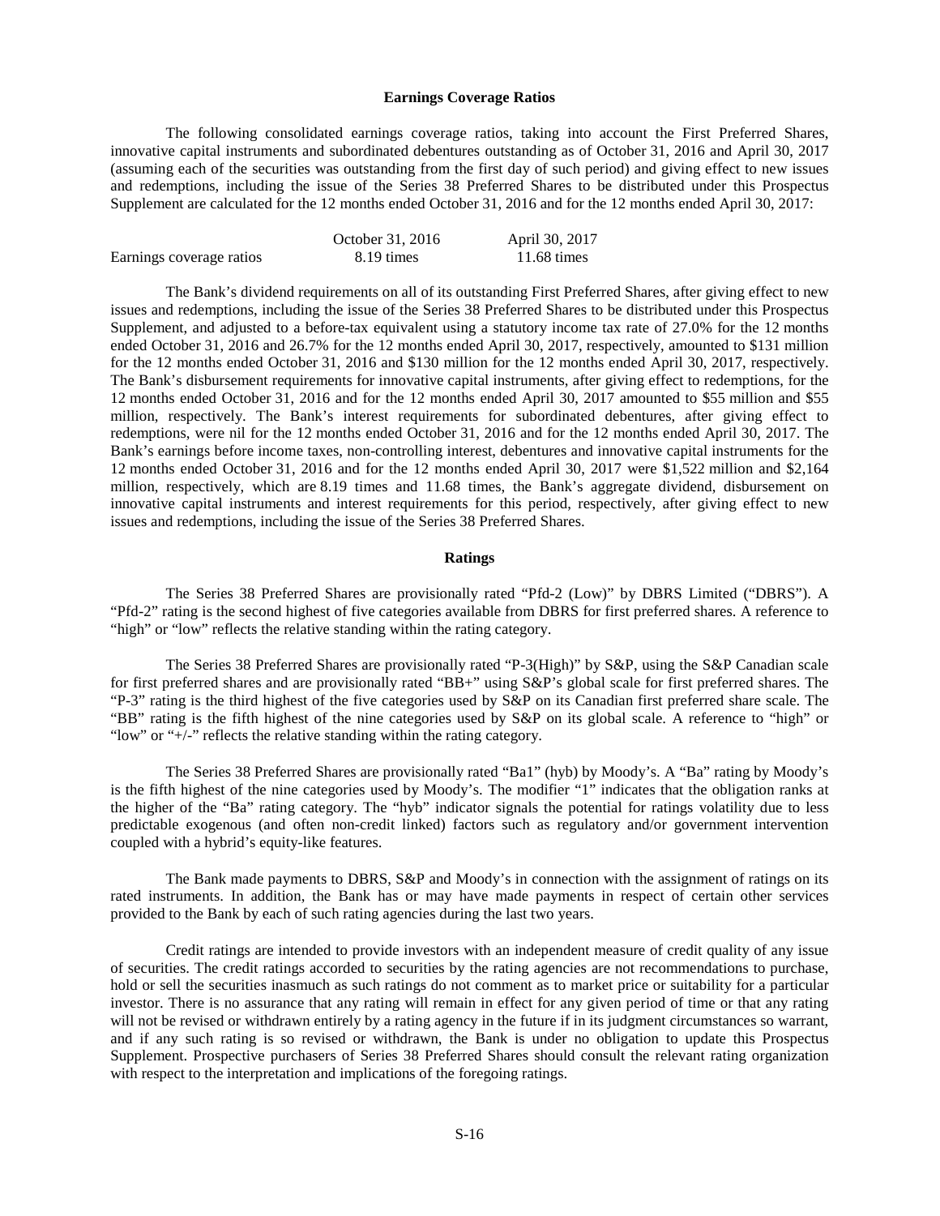### Earnings Coverage Ratios

The following consolidated earnings coverage ratios, taking into account the First Preferred Shares, innovative capital instruments and subordinated debentures outstanding as of October 31, 2016 and April 30, 2017 (assuming each of the securities was outstanding from the first day of such period) and giving effect to new issues and redemptions, including the issue of the Series 38 Preferred Shares to be distributed under this Prospectus Supplement are calculated for the 12 months ended October 31, 2016 and for the 12 months ended April 30, 2017:

| | October 31, 2016 | April 30, 2017 |
|---|---|---|
| Earnings coverage ratios | 8.19 times | 11.68 times |

The Bank's dividend requirements on all of its outstanding First Preferred Shares, after giving effect to new issues and redemptions, including the issue of the Series 38 Preferred Shares to be distributed under this Prospectus Supplement, and adjusted to a before-tax equivalent using a statutory income tax rate of 27.0% for the 12 months ended October 31, 2016 and 26.7% for the 12 months ended April 30, 2017, respectively, amounted to $131 million for the 12 months ended October 31, 2016 and $130 million for the 12 months ended April 30, 2017, respectively. The Bank's disbursement requirements for innovative capital instruments, after giving effect to redemptions, for the 12 months ended October 31, 2016 and for the 12 months ended April 30, 2017 amounted to $55 million and $55 million, respectively. The Bank's interest requirements for subordinated debentures, after giving effect to redemptions, were nil for the 12 months ended October 31, 2016 and for the 12 months ended April 30, 2017. The Bank's earnings before income taxes, non-controlling interest, debentures and innovative capital instruments for the 12 months ended October 31, 2016 and for the 12 months ended April 30, 2017 were $1,522 million and $2,164 million, respectively, which are 8.19 times and 11.68 times, the Bank's aggregate dividend, disbursement on innovative capital instruments and interest requirements for this period, respectively, after giving effect to new issues and redemptions, including the issue of the Series 38 Preferred Shares.

### Ratings

The Series 38 Preferred Shares are provisionally rated "Pfd-2 (Low)" by DBRS Limited ("DBRS"). A "Pfd-2" rating is the second highest of five categories available from DBRS for first preferred shares. A reference to "high" or "low" reflects the relative standing within the rating category.

The Series 38 Preferred Shares are provisionally rated "P-3(High)" by S&P, using the S&P Canadian scale for first preferred shares and are provisionally rated "BB+" using S&P's global scale for first preferred shares. The "P-3" rating is the third highest of the five categories used by S&P on its Canadian first preferred share scale. The "BB" rating is the fifth highest of the nine categories used by S&P on its global scale. A reference to "high" or "low" or "+/-" reflects the relative standing within the rating category.

The Series 38 Preferred Shares are provisionally rated "Ba1" (hyb) by Moody's. A "Ba" rating by Moody's is the fifth highest of the nine categories used by Moody's. The modifier "1" indicates that the obligation ranks at the higher of the "Ba" rating category. The "hyb" indicator signals the potential for ratings volatility due to less predictable exogenous (and often non-credit linked) factors such as regulatory and/or government intervention coupled with a hybrid's equity-like features.

The Bank made payments to DBRS, S&P and Moody's in connection with the assignment of ratings on its rated instruments. In addition, the Bank has or may have made payments in respect of certain other services provided to the Bank by each of such rating agencies during the last two years.

Credit ratings are intended to provide investors with an independent measure of credit quality of any issue of securities. The credit ratings accorded to securities by the rating agencies are not recommendations to purchase, hold or sell the securities inasmuch as such ratings do not comment as to market price or suitability for a particular investor. There is no assurance that any rating will remain in effect for any given period of time or that any rating will not be revised or withdrawn entirely by a rating agency in the future if in its judgment circumstances so warrant, and if any such rating is so revised or withdrawn, the Bank is under no obligation to update this Prospectus Supplement. Prospective purchasers of Series 38 Preferred Shares should consult the relevant rating organization with respect to the interpretation and implications of the foregoing ratings.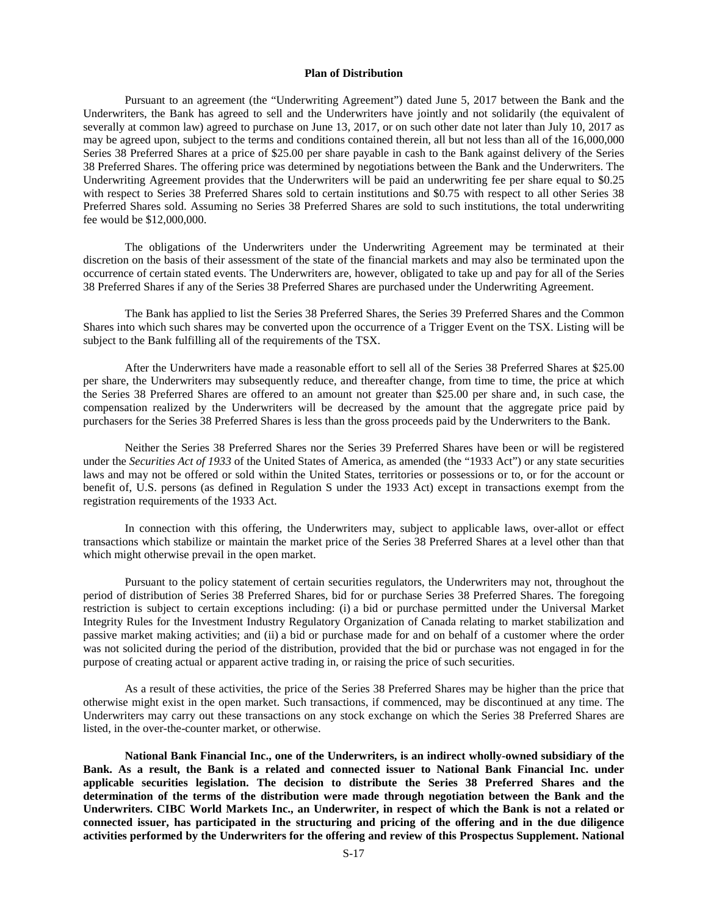## Plan of Distribution

Pursuant to an agreement (the "Underwriting Agreement") dated June 5, 2017 between the Bank and the Underwriters, the Bank has agreed to sell and the Underwriters have jointly and not solidarily (the equivalent of severally at common law) agreed to purchase on June 13, 2017, or on such other date not later than July 10, 2017 as may be agreed upon, subject to the terms and conditions contained therein, all but not less than all of the 16,000,000 Series 38 Preferred Shares at a price of $25.00 per share payable in cash to the Bank against delivery of the Series 38 Preferred Shares. The offering price was determined by negotiations between the Bank and the Underwriters. The Underwriting Agreement provides that the Underwriters will be paid an underwriting fee per share equal to $0.25 with respect to Series 38 Preferred Shares sold to certain institutions and $0.75 with respect to all other Series 38 Preferred Shares sold. Assuming no Series 38 Preferred Shares are sold to such institutions, the total underwriting fee would be $12,000,000.

The obligations of the Underwriters under the Underwriting Agreement may be terminated at their discretion on the basis of their assessment of the state of the financial markets and may also be terminated upon the occurrence of certain stated events. The Underwriters are, however, obligated to take up and pay for all of the Series 38 Preferred Shares if any of the Series 38 Preferred Shares are purchased under the Underwriting Agreement.

The Bank has applied to list the Series 38 Preferred Shares, the Series 39 Preferred Shares and the Common Shares into which such shares may be converted upon the occurrence of a Trigger Event on the TSX. Listing will be subject to the Bank fulfilling all of the requirements of the TSX.

After the Underwriters have made a reasonable effort to sell all of the Series 38 Preferred Shares at $25.00 per share, the Underwriters may subsequently reduce, and thereafter change, from time to time, the price at which the Series 38 Preferred Shares are offered to an amount not greater than $25.00 per share and, in such case, the compensation realized by the Underwriters will be decreased by the amount that the aggregate price paid by purchasers for the Series 38 Preferred Shares is less than the gross proceeds paid by the Underwriters to the Bank.

Neither the Series 38 Preferred Shares nor the Series 39 Preferred Shares have been or will be registered under the *Securities Act of 1933* of the United States of America, as amended (the "1933 Act") or any state securities laws and may not be offered or sold within the United States, territories or possessions or to, or for the account or benefit of, U.S. persons (as defined in Regulation S under the 1933 Act) except in transactions exempt from the registration requirements of the 1933 Act.

In connection with this offering, the Underwriters may, subject to applicable laws, over-allot or effect transactions which stabilize or maintain the market price of the Series 38 Preferred Shares at a level other than that which might otherwise prevail in the open market.

Pursuant to the policy statement of certain securities regulators, the Underwriters may not, throughout the period of distribution of Series 38 Preferred Shares, bid for or purchase Series 38 Preferred Shares. The foregoing restriction is subject to certain exceptions including: (i) a bid or purchase permitted under the Universal Market Integrity Rules for the Investment Industry Regulatory Organization of Canada relating to market stabilization and passive market making activities; and (ii) a bid or purchase made for and on behalf of a customer where the order was not solicited during the period of the distribution, provided that the bid or purchase was not engaged in for the purpose of creating actual or apparent active trading in, or raising the price of such securities.

As a result of these activities, the price of the Series 38 Preferred Shares may be higher than the price that otherwise might exist in the open market. Such transactions, if commenced, may be discontinued at any time. The Underwriters may carry out these transactions on any stock exchange on which the Series 38 Preferred Shares are listed, in the over-the-counter market, or otherwise.

**National Bank Financial Inc., one of the Underwriters, is an indirect wholly-owned subsidiary of the Bank. As a result, the Bank is a related and connected issuer to National Bank Financial Inc. under applicable securities legislation. The decision to distribute the Series 38 Preferred Shares and the determination of the terms of the distribution were made through negotiation between the Bank and the Underwriters. CIBC World Markets Inc., an Underwriter, in respect of which the Bank is not a related or connected issuer, has participated in the structuring and pricing of the offering and in the due diligence activities performed by the Underwriters for the offering and review of this Prospectus Supplement. National**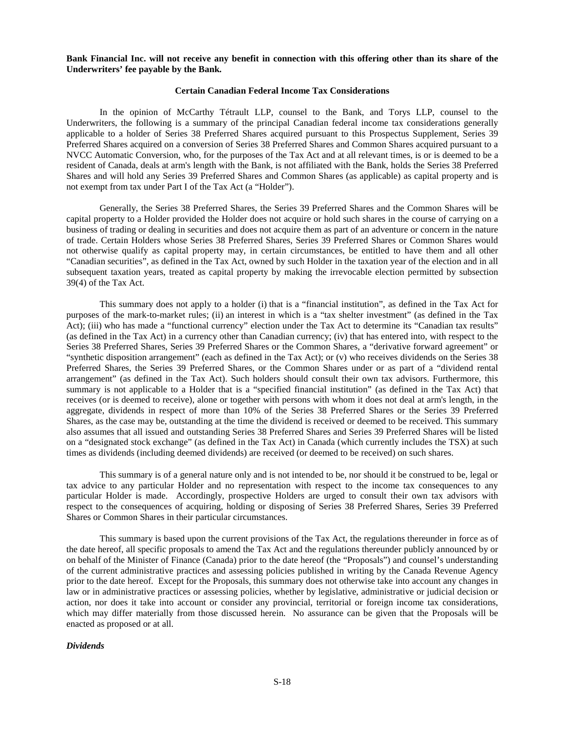**Bank Financial Inc. will not receive any benefit in connection with this offering other than its share of the Underwriters' fee payable by the Bank.**

## Certain Canadian Federal Income Tax Considerations

In the opinion of McCarthy Tétrault LLP, counsel to the Bank, and Torys LLP, counsel to the Underwriters, the following is a summary of the principal Canadian federal income tax considerations generally applicable to a holder of Series 38 Preferred Shares acquired pursuant to this Prospectus Supplement, Series 39 Preferred Shares acquired on a conversion of Series 38 Preferred Shares and Common Shares acquired pursuant to a NVCC Automatic Conversion, who, for the purposes of the Tax Act and at all relevant times, is or is deemed to be a resident of Canada, deals at arm's length with the Bank, is not affiliated with the Bank, holds the Series 38 Preferred Shares and will hold any Series 39 Preferred Shares and Common Shares (as applicable) as capital property and is not exempt from tax under Part I of the Tax Act (a "Holder").

Generally, the Series 38 Preferred Shares, the Series 39 Preferred Shares and the Common Shares will be capital property to a Holder provided the Holder does not acquire or hold such shares in the course of carrying on a business of trading or dealing in securities and does not acquire them as part of an adventure or concern in the nature of trade. Certain Holders whose Series 38 Preferred Shares, Series 39 Preferred Shares or Common Shares would not otherwise qualify as capital property may, in certain circumstances, be entitled to have them and all other "Canadian securities", as defined in the Tax Act, owned by such Holder in the taxation year of the election and in all subsequent taxation years, treated as capital property by making the irrevocable election permitted by subsection 39(4) of the Tax Act.

This summary does not apply to a holder (i) that is a "financial institution", as defined in the Tax Act for purposes of the mark-to-market rules; (ii) an interest in which is a "tax shelter investment" (as defined in the Tax Act); (iii) who has made a "functional currency" election under the Tax Act to determine its "Canadian tax results" (as defined in the Tax Act) in a currency other than Canadian currency; (iv) that has entered into, with respect to the Series 38 Preferred Shares, Series 39 Preferred Shares or the Common Shares, a "derivative forward agreement" or "synthetic disposition arrangement" (each as defined in the Tax Act); or (v) who receives dividends on the Series 38 Preferred Shares, the Series 39 Preferred Shares, or the Common Shares under or as part of a "dividend rental arrangement" (as defined in the Tax Act). Such holders should consult their own tax advisors. Furthermore, this summary is not applicable to a Holder that is a "specified financial institution" (as defined in the Tax Act) that receives (or is deemed to receive), alone or together with persons with whom it does not deal at arm's length, in the aggregate, dividends in respect of more than 10% of the Series 38 Preferred Shares or the Series 39 Preferred Shares, as the case may be, outstanding at the time the dividend is received or deemed to be received. This summary also assumes that all issued and outstanding Series 38 Preferred Shares and Series 39 Preferred Shares will be listed on a "designated stock exchange" (as defined in the Tax Act) in Canada (which currently includes the TSX) at such times as dividends (including deemed dividends) are received (or deemed to be received) on such shares.

This summary is of a general nature only and is not intended to be, nor should it be construed to be, legal or tax advice to any particular Holder and no representation with respect to the income tax consequences to any particular Holder is made. Accordingly, prospective Holders are urged to consult their own tax advisors with respect to the consequences of acquiring, holding or disposing of Series 38 Preferred Shares, Series 39 Preferred Shares or Common Shares in their particular circumstances.

This summary is based upon the current provisions of the Tax Act, the regulations thereunder in force as of the date hereof, all specific proposals to amend the Tax Act and the regulations thereunder publicly announced by or on behalf of the Minister of Finance (Canada) prior to the date hereof (the "Proposals") and counsel's understanding of the current administrative practices and assessing policies published in writing by the Canada Revenue Agency prior to the date hereof. Except for the Proposals, this summary does not otherwise take into account any changes in law or in administrative practices or assessing policies, whether by legislative, administrative or judicial decision or action, nor does it take into account or consider any provincial, territorial or foreign income tax considerations, which may differ materially from those discussed herein. No assurance can be given that the Proposals will be enacted as proposed or at all.

### *Dividends*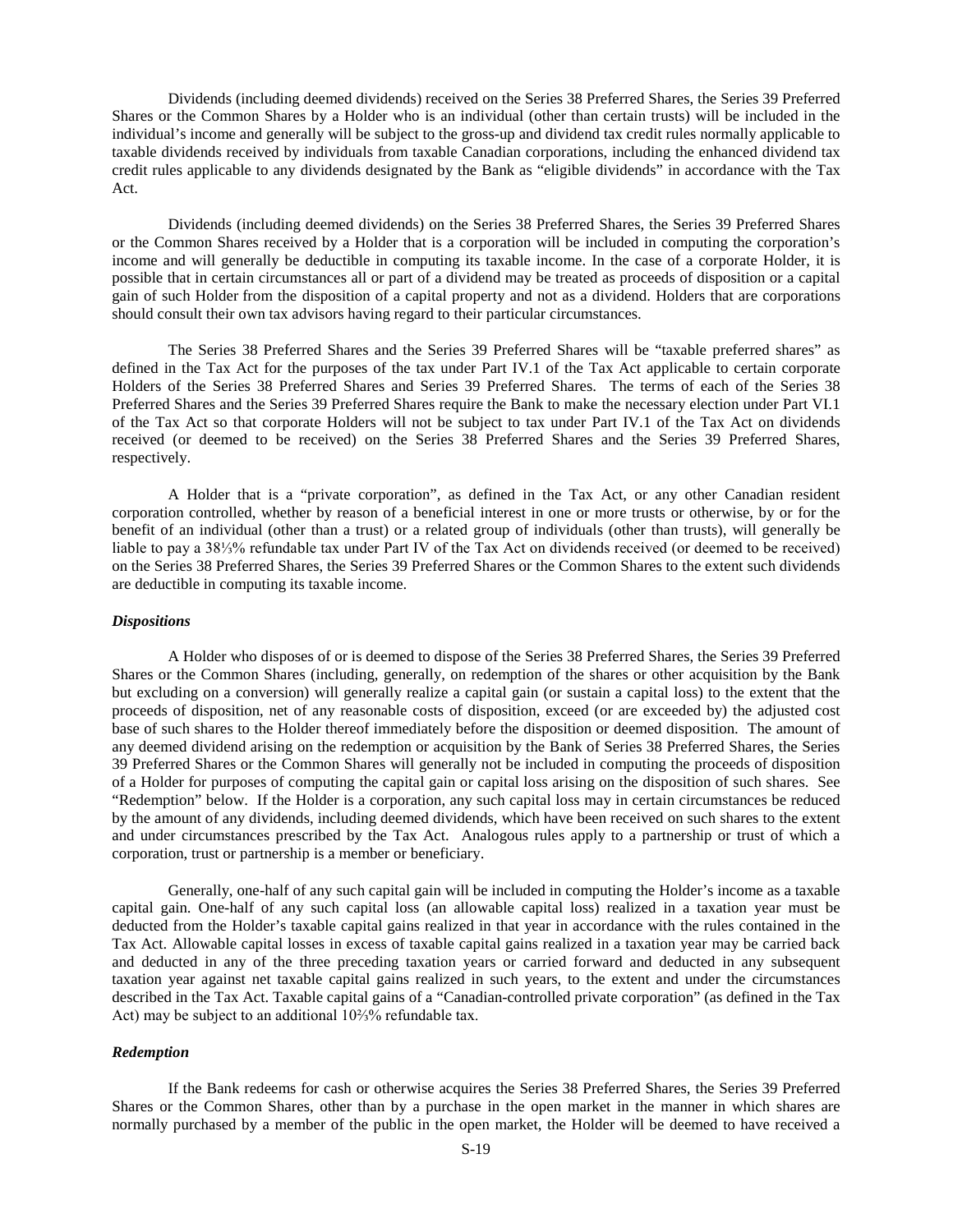Dividends (including deemed dividends) received on the Series 38 Preferred Shares, the Series 39 Preferred Shares or the Common Shares by a Holder who is an individual (other than certain trusts) will be included in the individual's income and generally will be subject to the gross-up and dividend tax credit rules normally applicable to taxable dividends received by individuals from taxable Canadian corporations, including the enhanced dividend tax credit rules applicable to any dividends designated by the Bank as "eligible dividends" in accordance with the Tax Act.

Dividends (including deemed dividends) on the Series 38 Preferred Shares, the Series 39 Preferred Shares or the Common Shares received by a Holder that is a corporation will be included in computing the corporation's income and will generally be deductible in computing its taxable income. In the case of a corporate Holder, it is possible that in certain circumstances all or part of a dividend may be treated as proceeds of disposition or a capital gain of such Holder from the disposition of a capital property and not as a dividend. Holders that are corporations should consult their own tax advisors having regard to their particular circumstances.

The Series 38 Preferred Shares and the Series 39 Preferred Shares will be "taxable preferred shares" as defined in the Tax Act for the purposes of the tax under Part IV.1 of the Tax Act applicable to certain corporate Holders of the Series 38 Preferred Shares and Series 39 Preferred Shares. The terms of each of the Series 38 Preferred Shares and the Series 39 Preferred Shares require the Bank to make the necessary election under Part VI.1 of the Tax Act so that corporate Holders will not be subject to tax under Part IV.1 of the Tax Act on dividends received (or deemed to be received) on the Series 38 Preferred Shares and the Series 39 Preferred Shares, respectively.

A Holder that is a "private corporation", as defined in the Tax Act, or any other Canadian resident corporation controlled, whether by reason of a beneficial interest in one or more trusts or otherwise, by or for the benefit of an individual (other than a trust) or a related group of individuals (other than trusts), will generally be liable to pay a 38⅓% refundable tax under Part IV of the Tax Act on dividends received (or deemed to be received) on the Series 38 Preferred Shares, the Series 39 Preferred Shares or the Common Shares to the extent such dividends are deductible in computing its taxable income.

***Dispositions***

A Holder who disposes of or is deemed to dispose of the Series 38 Preferred Shares, the Series 39 Preferred Shares or the Common Shares (including, generally, on redemption of the shares or other acquisition by the Bank but excluding on a conversion) will generally realize a capital gain (or sustain a capital loss) to the extent that the proceeds of disposition, net of any reasonable costs of disposition, exceed (or are exceeded by) the adjusted cost base of such shares to the Holder thereof immediately before the disposition or deemed disposition. The amount of any deemed dividend arising on the redemption or acquisition by the Bank of Series 38 Preferred Shares, the Series 39 Preferred Shares or the Common Shares will generally not be included in computing the proceeds of disposition of a Holder for purposes of computing the capital gain or capital loss arising on the disposition of such shares. See "Redemption" below. If the Holder is a corporation, any such capital loss may in certain circumstances be reduced by the amount of any dividends, including deemed dividends, which have been received on such shares to the extent and under circumstances prescribed by the Tax Act. Analogous rules apply to a partnership or trust of which a corporation, trust or partnership is a member or beneficiary.

Generally, one-half of any such capital gain will be included in computing the Holder's income as a taxable capital gain. One-half of any such capital loss (an allowable capital loss) realized in a taxation year must be deducted from the Holder's taxable capital gains realized in that year in accordance with the rules contained in the Tax Act. Allowable capital losses in excess of taxable capital gains realized in a taxation year may be carried back and deducted in any of the three preceding taxation years or carried forward and deducted in any subsequent taxation year against net taxable capital gains realized in such years, to the extent and under the circumstances described in the Tax Act. Taxable capital gains of a "Canadian-controlled private corporation" (as defined in the Tax Act) may be subject to an additional 10⅔% refundable tax.

***Redemption***

If the Bank redeems for cash or otherwise acquires the Series 38 Preferred Shares, the Series 39 Preferred Shares or the Common Shares, other than by a purchase in the open market in the manner in which shares are normally purchased by a member of the public in the open market, the Holder will be deemed to have received a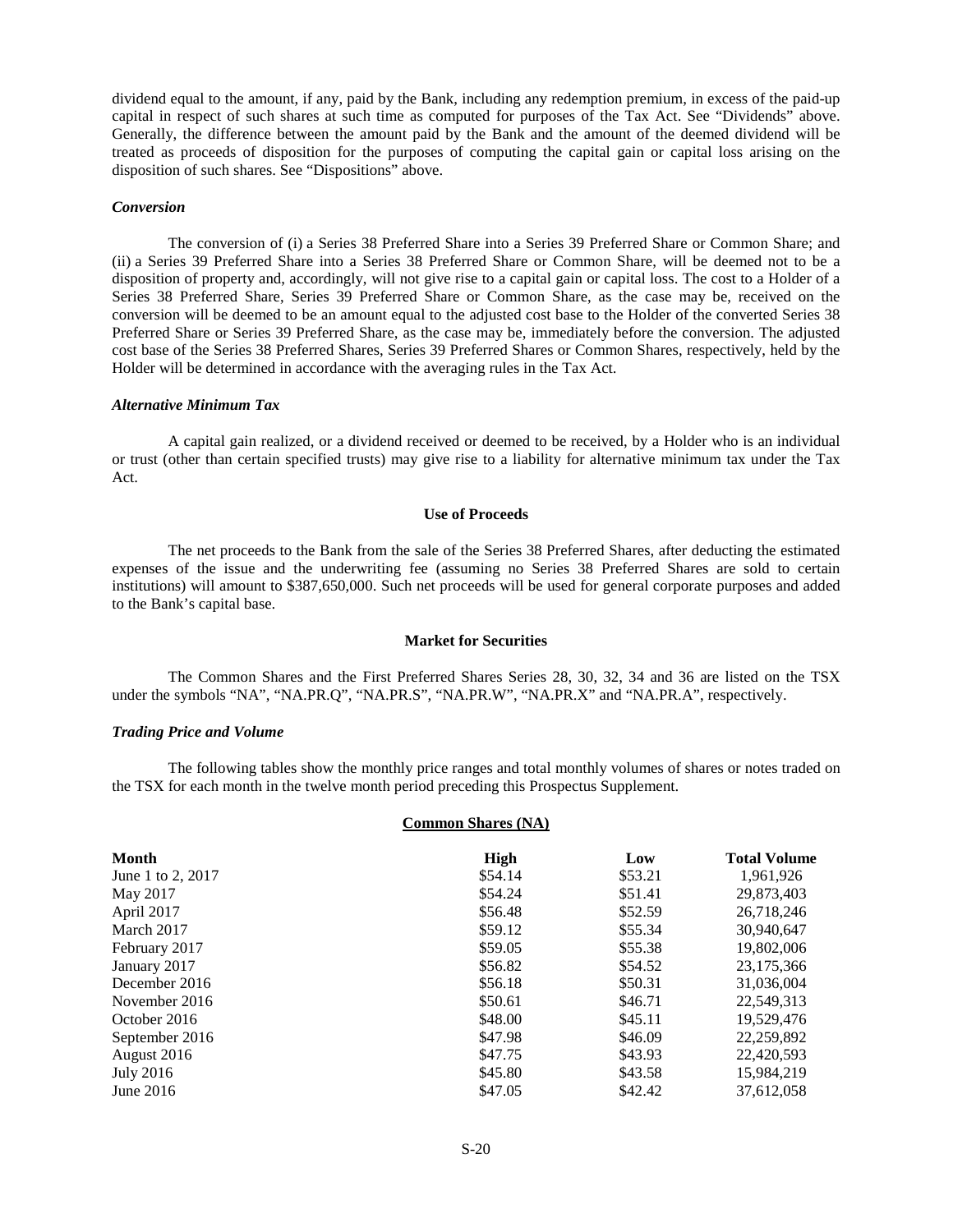dividend equal to the amount, if any, paid by the Bank, including any redemption premium, in excess of the paid-up capital in respect of such shares at such time as computed for purposes of the Tax Act. See "Dividends" above. Generally, the difference between the amount paid by the Bank and the amount of the deemed dividend will be treated as proceeds of disposition for the purposes of computing the capital gain or capital loss arising on the disposition of such shares. See "Dispositions" above.

### *Conversion*

The conversion of (i) a Series 38 Preferred Share into a Series 39 Preferred Share or Common Share; and (ii) a Series 39 Preferred Share into a Series 38 Preferred Share or Common Share, will be deemed not to be a disposition of property and, accordingly, will not give rise to a capital gain or capital loss. The cost to a Holder of a Series 38 Preferred Share, Series 39 Preferred Share or Common Share, as the case may be, received on the conversion will be deemed to be an amount equal to the adjusted cost base to the Holder of the converted Series 38 Preferred Share or Series 39 Preferred Share, as the case may be, immediately before the conversion. The adjusted cost base of the Series 38 Preferred Shares, Series 39 Preferred Shares or Common Shares, respectively, held by the Holder will be determined in accordance with the averaging rules in the Tax Act.

### *Alternative Minimum Tax*

A capital gain realized, or a dividend received or deemed to be received, by a Holder who is an individual or trust (other than certain specified trusts) may give rise to a liability for alternative minimum tax under the Tax Act.

## Use of Proceeds

The net proceeds to the Bank from the sale of the Series 38 Preferred Shares, after deducting the estimated expenses of the issue and the underwriting fee (assuming no Series 38 Preferred Shares are sold to certain institutions) will amount to $387,650,000. Such net proceeds will be used for general corporate purposes and added to the Bank's capital base.

## Market for Securities

The Common Shares and the First Preferred Shares Series 28, 30, 32, 34 and 36 are listed on the TSX under the symbols "NA", "NA.PR.Q", "NA.PR.S", "NA.PR.W", "NA.PR.X" and "NA.PR.A", respectively.

### *Trading Price and Volume*

The following tables show the monthly price ranges and total monthly volumes of shares or notes traded on the TSX for each month in the twelve month period preceding this Prospectus Supplement.

**Common Shares (NA)**

| Month | High | Low | Total Volume |
|---|---|---|---|
| June 1 to 2, 2017 | $54.14 | $53.21 | 1,961,926 |
| May 2017 | $54.24 | $51.41 | 29,873,403 |
| April 2017 | $56.48 | $52.59 | 26,718,246 |
| March 2017 | $59.12 | $55.34 | 30,940,647 |
| February 2017 | $59.05 | $55.38 | 19,802,006 |
| January 2017 | $56.82 | $54.52 | 23,175,366 |
| December 2016 | $56.18 | $50.31 | 31,036,004 |
| November 2016 | $50.61 | $46.71 | 22,549,313 |
| October 2016 | $48.00 | $45.11 | 19,529,476 |
| September 2016 | $47.98 | $46.09 | 22,259,892 |
| August 2016 | $47.75 | $43.93 | 22,420,593 |
| July 2016 | $45.80 | $43.58 | 15,984,219 |
| June 2016 | $47.05 | $42.42 | 37,612,058 |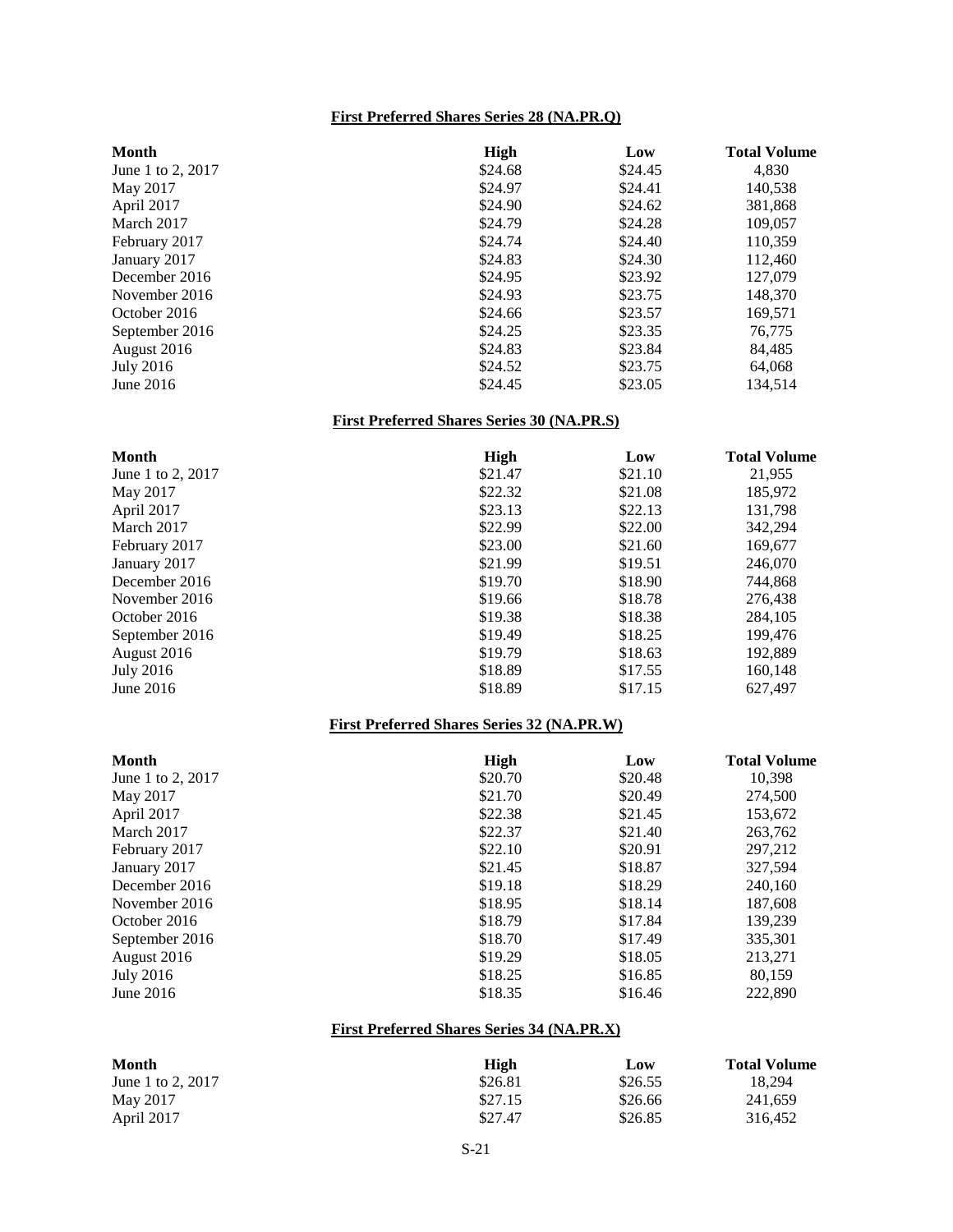**First Preferred Shares Series 28 (NA.PR.Q)**

| Month | High | Low | Total Volume |
|---|---|---|---|
| June 1 to 2, 2017 | $24.68 | $24.45 | 4,830 |
| May 2017 | $24.97 | $24.41 | 140,538 |
| April 2017 | $24.90 | $24.62 | 381,868 |
| March 2017 | $24.79 | $24.28 | 109,057 |
| February 2017 | $24.74 | $24.40 | 110,359 |
| January 2017 | $24.83 | $24.30 | 112,460 |
| December 2016 | $24.95 | $23.92 | 127,079 |
| November 2016 | $24.93 | $23.75 | 148,370 |
| October 2016 | $24.66 | $23.57 | 169,571 |
| September 2016 | $24.25 | $23.35 | 76,775 |
| August 2016 | $24.83 | $23.84 | 84,485 |
| July 2016 | $24.52 | $23.75 | 64,068 |
| June 2016 | $24.45 | $23.05 | 134,514 |

**First Preferred Shares Series 30 (NA.PR.S)**

| Month | High | Low | Total Volume |
|---|---|---|---|
| June 1 to 2, 2017 | $21.47 | $21.10 | 21,955 |
| May 2017 | $22.32 | $21.08 | 185,972 |
| April 2017 | $23.13 | $22.13 | 131,798 |
| March 2017 | $22.99 | $22.00 | 342,294 |
| February 2017 | $23.00 | $21.60 | 169,677 |
| January 2017 | $21.99 | $19.51 | 246,070 |
| December 2016 | $19.70 | $18.90 | 744,868 |
| November 2016 | $19.66 | $18.78 | 276,438 |
| October 2016 | $19.38 | $18.38 | 284,105 |
| September 2016 | $19.49 | $18.25 | 199,476 |
| August 2016 | $19.79 | $18.63 | 192,889 |
| July 2016 | $18.89 | $17.55 | 160,148 |
| June 2016 | $18.89 | $17.15 | 627,497 |

**First Preferred Shares Series 32 (NA.PR.W)**

| Month | High | Low | Total Volume |
|---|---|---|---|
| June 1 to 2, 2017 | $20.70 | $20.48 | 10,398 |
| May 2017 | $21.70 | $20.49 | 274,500 |
| April 2017 | $22.38 | $21.45 | 153,672 |
| March 2017 | $22.37 | $21.40 | 263,762 |
| February 2017 | $22.10 | $20.91 | 297,212 |
| January 2017 | $21.45 | $18.87 | 327,594 |
| December 2016 | $19.18 | $18.29 | 240,160 |
| November 2016 | $18.95 | $18.14 | 187,608 |
| October 2016 | $18.79 | $17.84 | 139,239 |
| September 2016 | $18.70 | $17.49 | 335,301 |
| August 2016 | $19.29 | $18.05 | 213,271 |
| July 2016 | $18.25 | $16.85 | 80,159 |
| June 2016 | $18.35 | $16.46 | 222,890 |

**First Preferred Shares Series 34 (NA.PR.X)**

| Month | High | Low | Total Volume |
|---|---|---|---|
| June 1 to 2, 2017 | $26.81 | $26.55 | 18,294 |
| May 2017 | $27.15 | $26.66 | 241,659 |
| April 2017 | $27.47 | $26.85 | 316,452 |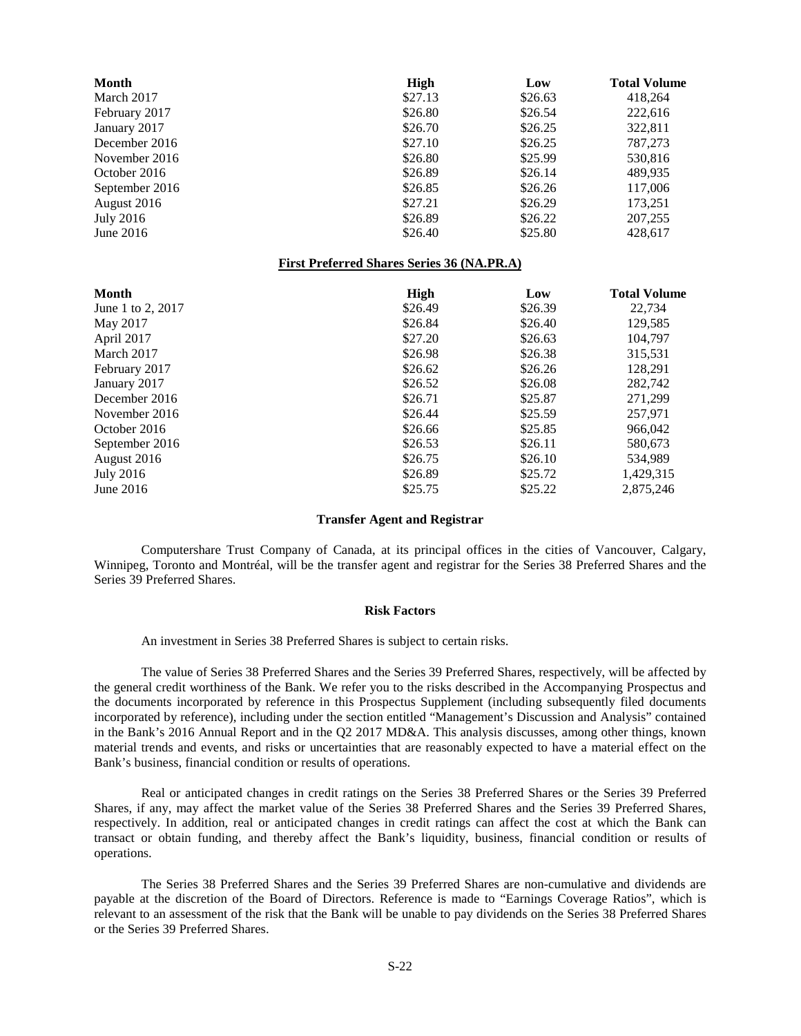| Month | High | Low | Total Volume |
|---|---|---|---|
| March 2017 | $27.13 | $26.63 | 418,264 |
| February 2017 | $26.80 | $26.54 | 222,616 |
| January 2017 | $26.70 | $26.25 | 322,811 |
| December 2016 | $27.10 | $26.25 | 787,273 |
| November 2016 | $26.80 | $25.99 | 530,816 |
| October 2016 | $26.89 | $26.14 | 489,935 |
| September 2016 | $26.85 | $26.26 | 117,006 |
| August 2016 | $27.21 | $26.29 | 173,251 |
| July 2016 | $26.89 | $26.22 | 207,255 |
| June 2016 | $26.40 | $25.80 | 428,617 |

**First Preferred Shares Series 36 (NA.PR.A)**

| Month | High | Low | Total Volume |
|---|---|---|---|
| June 1 to 2, 2017 | $26.49 | $26.39 | 22,734 |
| May 2017 | $26.84 | $26.40 | 129,585 |
| April 2017 | $27.20 | $26.63 | 104,797 |
| March 2017 | $26.98 | $26.38 | 315,531 |
| February 2017 | $26.62 | $26.26 | 128,291 |
| January 2017 | $26.52 | $26.08 | 282,742 |
| December 2016 | $26.71 | $25.87 | 271,299 |
| November 2016 | $26.44 | $25.59 | 257,971 |
| October 2016 | $26.66 | $25.85 | 966,042 |
| September 2016 | $26.53 | $26.11 | 580,673 |
| August 2016 | $26.75 | $26.10 | 534,989 |
| July 2016 | $26.89 | $25.72 | 1,429,315 |
| June 2016 | $25.75 | $25.22 | 2,875,246 |

## Transfer Agent and Registrar

Computershare Trust Company of Canada, at its principal offices in the cities of Vancouver, Calgary, Winnipeg, Toronto and Montréal, will be the transfer agent and registrar for the Series 38 Preferred Shares and the Series 39 Preferred Shares.

## Risk Factors

An investment in Series 38 Preferred Shares is subject to certain risks.

The value of Series 38 Preferred Shares and the Series 39 Preferred Shares, respectively, will be affected by the general credit worthiness of the Bank. We refer you to the risks described in the Accompanying Prospectus and the documents incorporated by reference in this Prospectus Supplement (including subsequently filed documents incorporated by reference), including under the section entitled "Management's Discussion and Analysis" contained in the Bank's 2016 Annual Report and in the Q2 2017 MD&A. This analysis discusses, among other things, known material trends and events, and risks or uncertainties that are reasonably expected to have a material effect on the Bank's business, financial condition or results of operations.

Real or anticipated changes in credit ratings on the Series 38 Preferred Shares or the Series 39 Preferred Shares, if any, may affect the market value of the Series 38 Preferred Shares and the Series 39 Preferred Shares, respectively. In addition, real or anticipated changes in credit ratings can affect the cost at which the Bank can transact or obtain funding, and thereby affect the Bank's liquidity, business, financial condition or results of operations.

The Series 38 Preferred Shares and the Series 39 Preferred Shares are non-cumulative and dividends are payable at the discretion of the Board of Directors. Reference is made to "Earnings Coverage Ratios", which is relevant to an assessment of the risk that the Bank will be unable to pay dividends on the Series 38 Preferred Shares or the Series 39 Preferred Shares.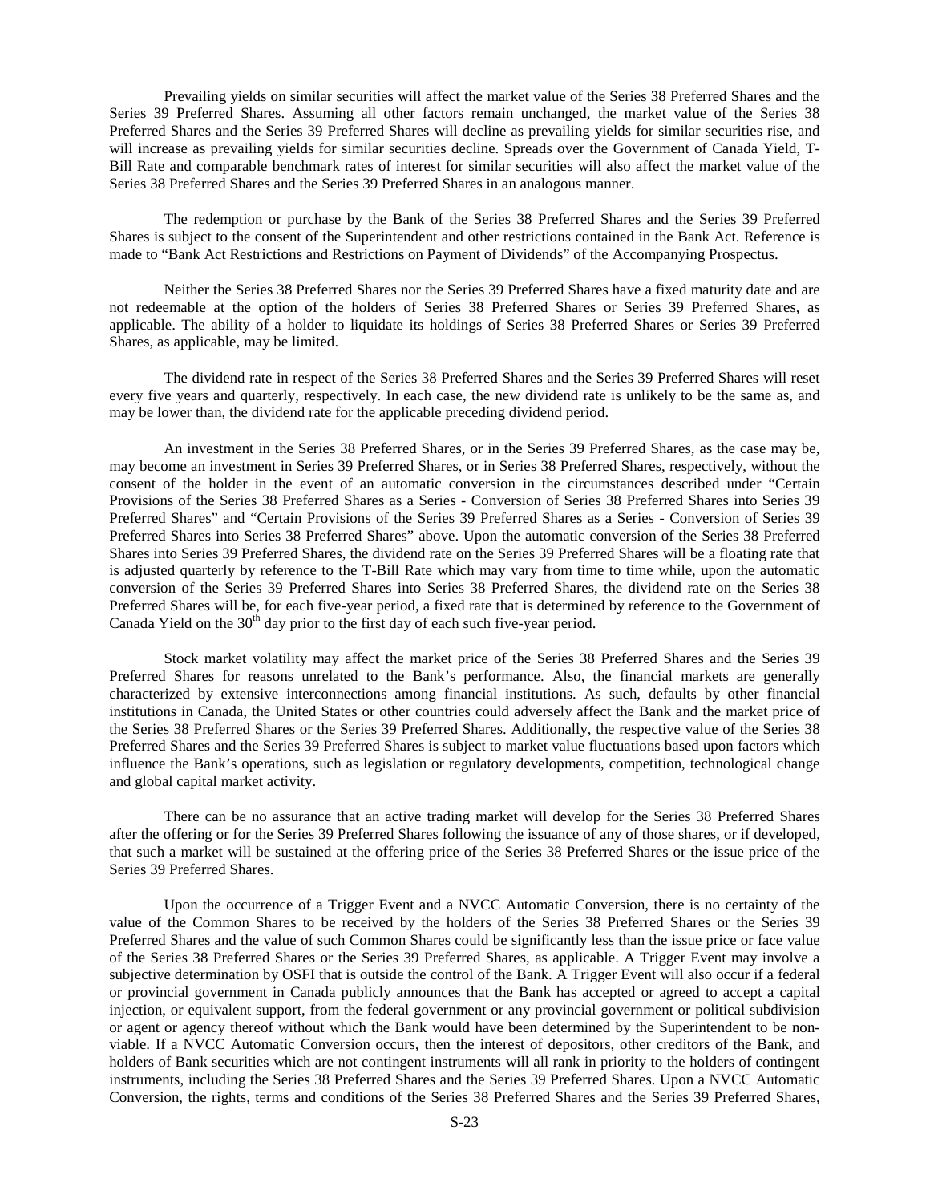Prevailing yields on similar securities will affect the market value of the Series 38 Preferred Shares and the Series 39 Preferred Shares. Assuming all other factors remain unchanged, the market value of the Series 38 Preferred Shares and the Series 39 Preferred Shares will decline as prevailing yields for similar securities rise, and will increase as prevailing yields for similar securities decline. Spreads over the Government of Canada Yield, T-Bill Rate and comparable benchmark rates of interest for similar securities will also affect the market value of the Series 38 Preferred Shares and the Series 39 Preferred Shares in an analogous manner.

The redemption or purchase by the Bank of the Series 38 Preferred Shares and the Series 39 Preferred Shares is subject to the consent of the Superintendent and other restrictions contained in the Bank Act. Reference is made to "Bank Act Restrictions and Restrictions on Payment of Dividends" of the Accompanying Prospectus.

Neither the Series 38 Preferred Shares nor the Series 39 Preferred Shares have a fixed maturity date and are not redeemable at the option of the holders of Series 38 Preferred Shares or Series 39 Preferred Shares, as applicable. The ability of a holder to liquidate its holdings of Series 38 Preferred Shares or Series 39 Preferred Shares, as applicable, may be limited.

The dividend rate in respect of the Series 38 Preferred Shares and the Series 39 Preferred Shares will reset every five years and quarterly, respectively. In each case, the new dividend rate is unlikely to be the same as, and may be lower than, the dividend rate for the applicable preceding dividend period.

An investment in the Series 38 Preferred Shares, or in the Series 39 Preferred Shares, as the case may be, may become an investment in Series 39 Preferred Shares, or in Series 38 Preferred Shares, respectively, without the consent of the holder in the event of an automatic conversion in the circumstances described under "Certain Provisions of the Series 38 Preferred Shares as a Series - Conversion of Series 38 Preferred Shares into Series 39 Preferred Shares" and "Certain Provisions of the Series 39 Preferred Shares as a Series - Conversion of Series 39 Preferred Shares into Series 38 Preferred Shares" above. Upon the automatic conversion of the Series 38 Preferred Shares into Series 39 Preferred Shares, the dividend rate on the Series 39 Preferred Shares will be a floating rate that is adjusted quarterly by reference to the T-Bill Rate which may vary from time to time while, upon the automatic conversion of the Series 39 Preferred Shares into Series 38 Preferred Shares, the dividend rate on the Series 38 Preferred Shares will be, for each five-year period, a fixed rate that is determined by reference to the Government of Canada Yield on the 30th day prior to the first day of each such five-year period.

Stock market volatility may affect the market price of the Series 38 Preferred Shares and the Series 39 Preferred Shares for reasons unrelated to the Bank's performance. Also, the financial markets are generally characterized by extensive interconnections among financial institutions. As such, defaults by other financial institutions in Canada, the United States or other countries could adversely affect the Bank and the market price of the Series 38 Preferred Shares or the Series 39 Preferred Shares. Additionally, the respective value of the Series 38 Preferred Shares and the Series 39 Preferred Shares is subject to market value fluctuations based upon factors which influence the Bank's operations, such as legislation or regulatory developments, competition, technological change and global capital market activity.

There can be no assurance that an active trading market will develop for the Series 38 Preferred Shares after the offering or for the Series 39 Preferred Shares following the issuance of any of those shares, or if developed, that such a market will be sustained at the offering price of the Series 38 Preferred Shares or the issue price of the Series 39 Preferred Shares.

Upon the occurrence of a Trigger Event and a NVCC Automatic Conversion, there is no certainty of the value of the Common Shares to be received by the holders of the Series 38 Preferred Shares or the Series 39 Preferred Shares and the value of such Common Shares could be significantly less than the issue price or face value of the Series 38 Preferred Shares or the Series 39 Preferred Shares, as applicable. A Trigger Event may involve a subjective determination by OSFI that is outside the control of the Bank. A Trigger Event will also occur if a federal or provincial government in Canada publicly announces that the Bank has accepted or agreed to accept a capital injection, or equivalent support, from the federal government or any provincial government or political subdivision or agent or agency thereof without which the Bank would have been determined by the Superintendent to be non-viable. If a NVCC Automatic Conversion occurs, then the interest of depositors, other creditors of the Bank, and holders of Bank securities which are not contingent instruments will all rank in priority to the holders of contingent instruments, including the Series 38 Preferred Shares and the Series 39 Preferred Shares. Upon a NVCC Automatic Conversion, the rights, terms and conditions of the Series 38 Preferred Shares and the Series 39 Preferred Shares,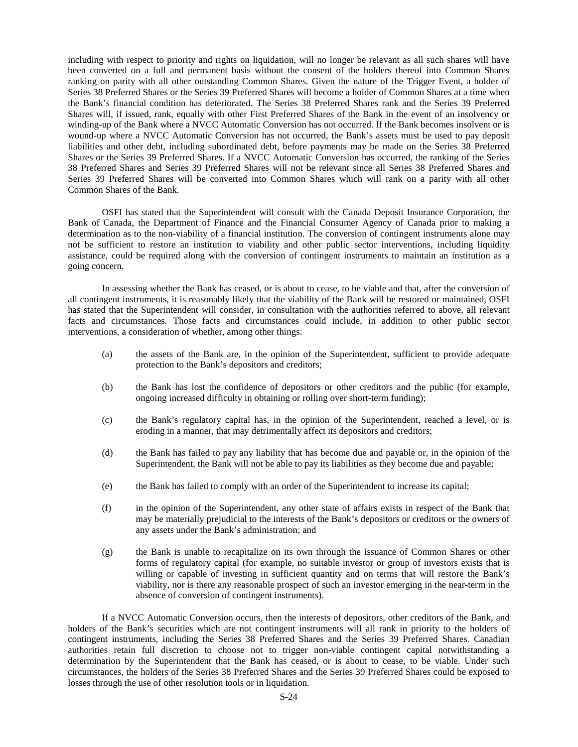including with respect to priority and rights on liquidation, will no longer be relevant as all such shares will have been converted on a full and permanent basis without the consent of the holders thereof into Common Shares ranking on parity with all other outstanding Common Shares. Given the nature of the Trigger Event, a holder of Series 38 Preferred Shares or the Series 39 Preferred Shares will become a holder of Common Shares at a time when the Bank's financial condition has deteriorated. The Series 38 Preferred Shares rank and the Series 39 Preferred Shares will, if issued, rank, equally with other First Preferred Shares of the Bank in the event of an insolvency or winding-up of the Bank where a NVCC Automatic Conversion has not occurred. If the Bank becomes insolvent or is wound-up where a NVCC Automatic Conversion has not occurred, the Bank's assets must be used to pay deposit liabilities and other debt, including subordinated debt, before payments may be made on the Series 38 Preferred Shares or the Series 39 Preferred Shares. If a NVCC Automatic Conversion has occurred, the ranking of the Series 38 Preferred Shares and Series 39 Preferred Shares will not be relevant since all Series 38 Preferred Shares and Series 39 Preferred Shares will be converted into Common Shares which will rank on a parity with all other Common Shares of the Bank.

OSFI has stated that the Superintendent will consult with the Canada Deposit Insurance Corporation, the Bank of Canada, the Department of Finance and the Financial Consumer Agency of Canada prior to making a determination as to the non-viability of a financial institution. The conversion of contingent instruments alone may not be sufficient to restore an institution to viability and other public sector interventions, including liquidity assistance, could be required along with the conversion of contingent instruments to maintain an institution as a going concern.

In assessing whether the Bank has ceased, or is about to cease, to be viable and that, after the conversion of all contingent instruments, it is reasonably likely that the viability of the Bank will be restored or maintained, OSFI has stated that the Superintendent will consider, in consultation with the authorities referred to above, all relevant facts and circumstances. Those facts and circumstances could include, in addition to other public sector interventions, a consideration of whether, among other things:

(a) the assets of the Bank are, in the opinion of the Superintendent, sufficient to provide adequate protection to the Bank's depositors and creditors;

(b) the Bank has lost the confidence of depositors or other creditors and the public (for example, ongoing increased difficulty in obtaining or rolling over short-term funding);

(c) the Bank's regulatory capital has, in the opinion of the Superintendent, reached a level, or is eroding in a manner, that may detrimentally affect its depositors and creditors;

(d) the Bank has failed to pay any liability that has become due and payable or, in the opinion of the Superintendent, the Bank will not be able to pay its liabilities as they become due and payable;

(e) the Bank has failed to comply with an order of the Superintendent to increase its capital;

(f) in the opinion of the Superintendent, any other state of affairs exists in respect of the Bank that may be materially prejudicial to the interests of the Bank's depositors or creditors or the owners of any assets under the Bank's administration; and

(g) the Bank is unable to recapitalize on its own through the issuance of Common Shares or other forms of regulatory capital (for example, no suitable investor or group of investors exists that is willing or capable of investing in sufficient quantity and on terms that will restore the Bank's viability, nor is there any reasonable prospect of such an investor emerging in the near-term in the absence of conversion of contingent instruments).

If a NVCC Automatic Conversion occurs, then the interests of depositors, other creditors of the Bank, and holders of the Bank's securities which are not contingent instruments will all rank in priority to the holders of contingent instruments, including the Series 38 Preferred Shares and the Series 39 Preferred Shares. Canadian authorities retain full discretion to choose not to trigger non-viable contingent capital notwithstanding a determination by the Superintendent that the Bank has ceased, or is about to cease, to be viable. Under such circumstances, the holders of the Series 38 Preferred Shares and the Series 39 Preferred Shares could be exposed to losses through the use of other resolution tools or in liquidation.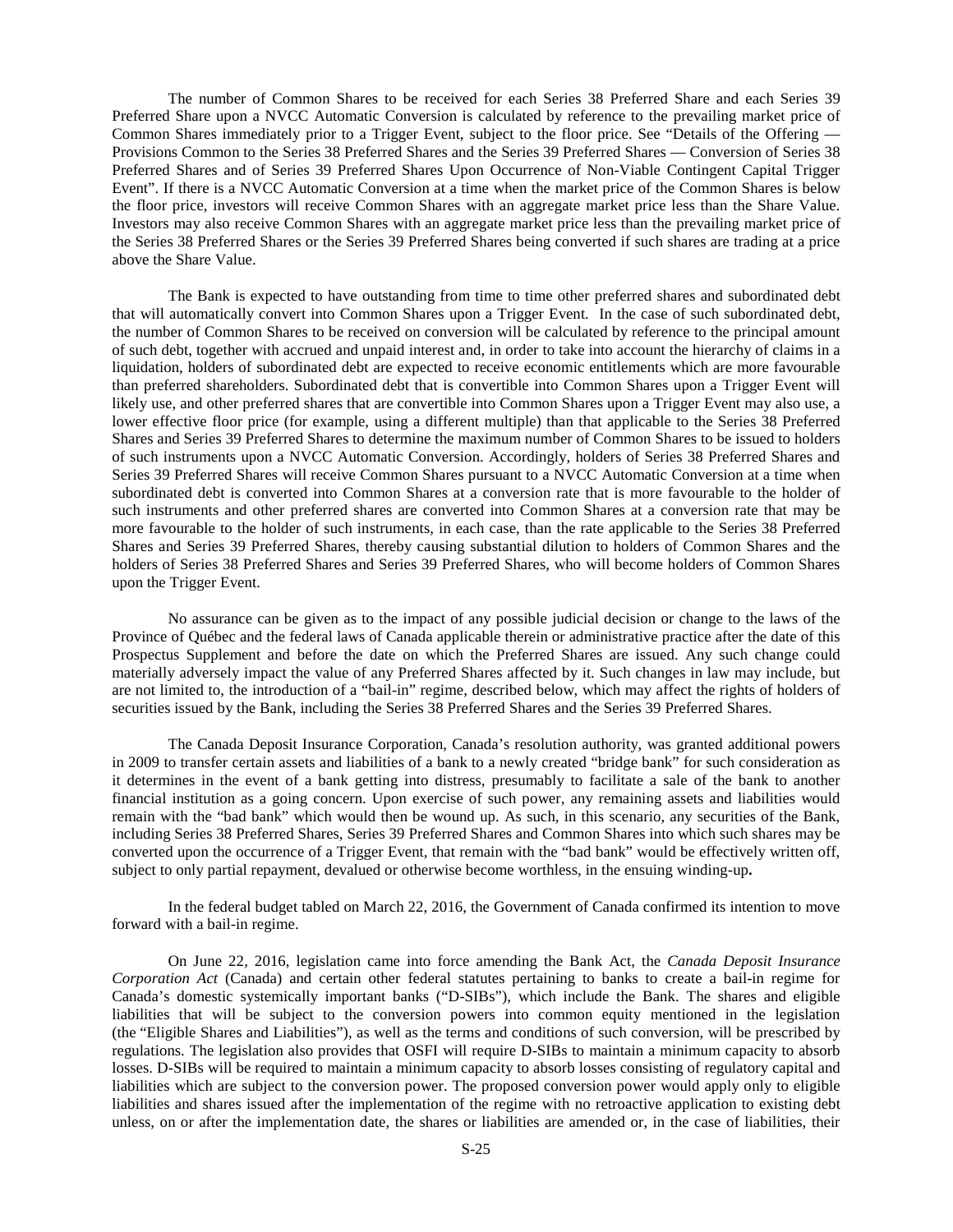The number of Common Shares to be received for each Series 38 Preferred Share and each Series 39 Preferred Share upon a NVCC Automatic Conversion is calculated by reference to the prevailing market price of Common Shares immediately prior to a Trigger Event, subject to the floor price. See "Details of the Offering — Provisions Common to the Series 38 Preferred Shares and the Series 39 Preferred Shares — Conversion of Series 38 Preferred Shares and of Series 39 Preferred Shares Upon Occurrence of Non-Viable Contingent Capital Trigger Event". If there is a NVCC Automatic Conversion at a time when the market price of the Common Shares is below the floor price, investors will receive Common Shares with an aggregate market price less than the Share Value. Investors may also receive Common Shares with an aggregate market price less than the prevailing market price of the Series 38 Preferred Shares or the Series 39 Preferred Shares being converted if such shares are trading at a price above the Share Value.

The Bank is expected to have outstanding from time to time other preferred shares and subordinated debt that will automatically convert into Common Shares upon a Trigger Event. In the case of such subordinated debt, the number of Common Shares to be received on conversion will be calculated by reference to the principal amount of such debt, together with accrued and unpaid interest and, in order to take into account the hierarchy of claims in a liquidation, holders of subordinated debt are expected to receive economic entitlements which are more favourable than preferred shareholders. Subordinated debt that is convertible into Common Shares upon a Trigger Event will likely use, and other preferred shares that are convertible into Common Shares upon a Trigger Event may also use, a lower effective floor price (for example, using a different multiple) than that applicable to the Series 38 Preferred Shares and Series 39 Preferred Shares to determine the maximum number of Common Shares to be issued to holders of such instruments upon a NVCC Automatic Conversion. Accordingly, holders of Series 38 Preferred Shares and Series 39 Preferred Shares will receive Common Shares pursuant to a NVCC Automatic Conversion at a time when subordinated debt is converted into Common Shares at a conversion rate that is more favourable to the holder of such instruments and other preferred shares are converted into Common Shares at a conversion rate that may be more favourable to the holder of such instruments, in each case, than the rate applicable to the Series 38 Preferred Shares and Series 39 Preferred Shares, thereby causing substantial dilution to holders of Common Shares and the holders of Series 38 Preferred Shares and Series 39 Preferred Shares, who will become holders of Common Shares upon the Trigger Event.

No assurance can be given as to the impact of any possible judicial decision or change to the laws of the Province of Québec and the federal laws of Canada applicable therein or administrative practice after the date of this Prospectus Supplement and before the date on which the Preferred Shares are issued. Any such change could materially adversely impact the value of any Preferred Shares affected by it. Such changes in law may include, but are not limited to, the introduction of a "bail-in" regime, described below, which may affect the rights of holders of securities issued by the Bank, including the Series 38 Preferred Shares and the Series 39 Preferred Shares.

The Canada Deposit Insurance Corporation, Canada's resolution authority, was granted additional powers in 2009 to transfer certain assets and liabilities of a bank to a newly created "bridge bank" for such consideration as it determines in the event of a bank getting into distress, presumably to facilitate a sale of the bank to another financial institution as a going concern. Upon exercise of such power, any remaining assets and liabilities would remain with the "bad bank" which would then be wound up. As such, in this scenario, any securities of the Bank, including Series 38 Preferred Shares, Series 39 Preferred Shares and Common Shares into which such shares may be converted upon the occurrence of a Trigger Event, that remain with the "bad bank" would be effectively written off, subject to only partial repayment, devalued or otherwise become worthless, in the ensuing winding-up.

In the federal budget tabled on March 22, 2016, the Government of Canada confirmed its intention to move forward with a bail-in regime.

On June 22, 2016, legislation came into force amending the Bank Act, the *Canada Deposit Insurance Corporation Act* (Canada) and certain other federal statutes pertaining to banks to create a bail-in regime for Canada's domestic systemically important banks ("D-SIBs"), which include the Bank. The shares and eligible liabilities that will be subject to the conversion powers into common equity mentioned in the legislation (the "Eligible Shares and Liabilities"), as well as the terms and conditions of such conversion, will be prescribed by regulations. The legislation also provides that OSFI will require D-SIBs to maintain a minimum capacity to absorb losses. D-SIBs will be required to maintain a minimum capacity to absorb losses consisting of regulatory capital and liabilities which are subject to the conversion power. The proposed conversion power would apply only to eligible liabilities and shares issued after the implementation of the regime with no retroactive application to existing debt unless, on or after the implementation date, the shares or liabilities are amended or, in the case of liabilities, their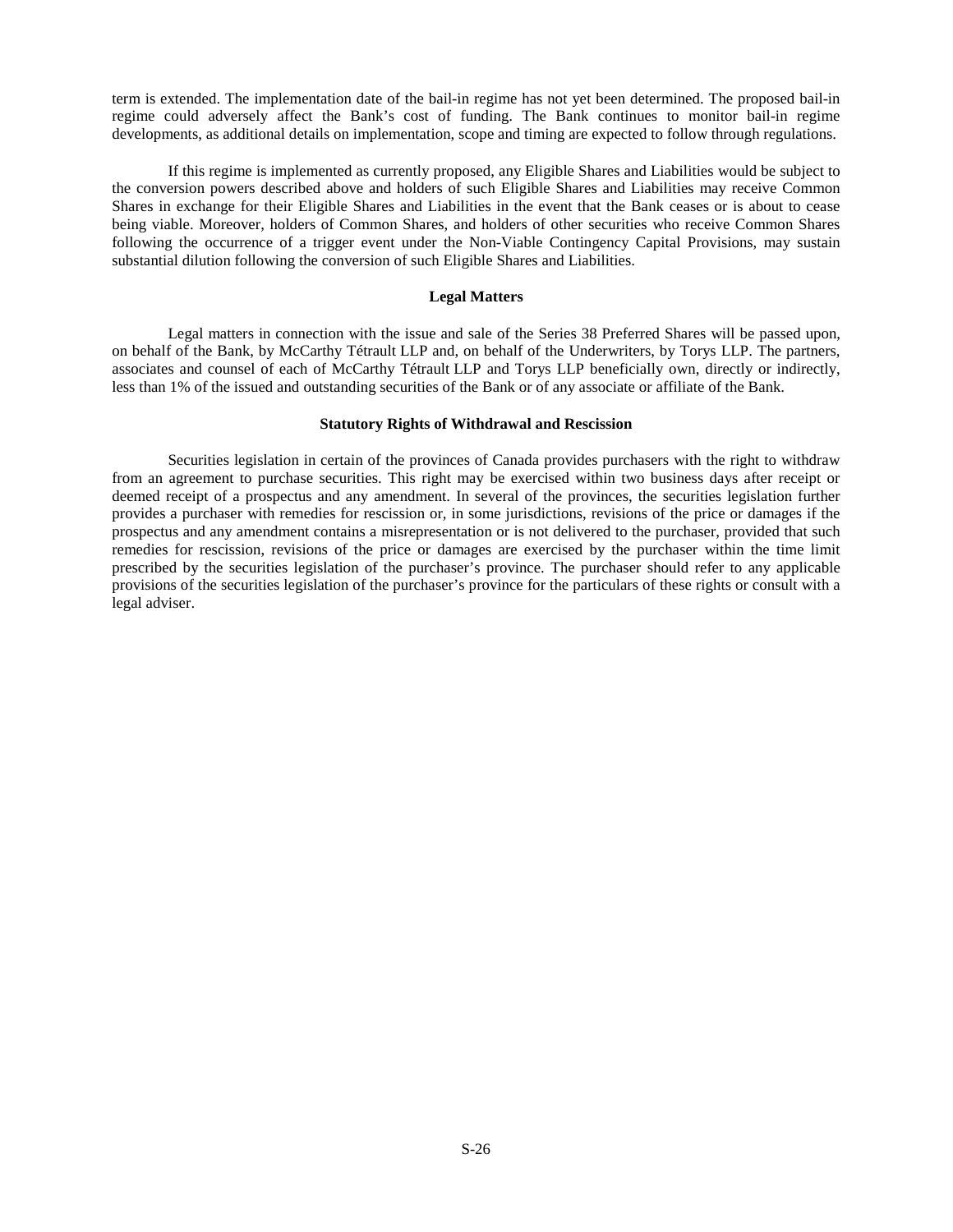term is extended. The implementation date of the bail-in regime has not yet been determined. The proposed bail-in regime could adversely affect the Bank's cost of funding. The Bank continues to monitor bail-in regime developments, as additional details on implementation, scope and timing are expected to follow through regulations.

If this regime is implemented as currently proposed, any Eligible Shares and Liabilities would be subject to the conversion powers described above and holders of such Eligible Shares and Liabilities may receive Common Shares in exchange for their Eligible Shares and Liabilities in the event that the Bank ceases or is about to cease being viable. Moreover, holders of Common Shares, and holders of other securities who receive Common Shares following the occurrence of a trigger event under the Non-Viable Contingency Capital Provisions, may sustain substantial dilution following the conversion of such Eligible Shares and Liabilities.

## Legal Matters

Legal matters in connection with the issue and sale of the Series 38 Preferred Shares will be passed upon, on behalf of the Bank, by McCarthy Tétrault LLP and, on behalf of the Underwriters, by Torys LLP. The partners, associates and counsel of each of McCarthy Tétrault LLP and Torys LLP beneficially own, directly or indirectly, less than 1% of the issued and outstanding securities of the Bank or of any associate or affiliate of the Bank.

## Statutory Rights of Withdrawal and Rescission

Securities legislation in certain of the provinces of Canada provides purchasers with the right to withdraw from an agreement to purchase securities. This right may be exercised within two business days after receipt or deemed receipt of a prospectus and any amendment. In several of the provinces, the securities legislation further provides a purchaser with remedies for rescission or, in some jurisdictions, revisions of the price or damages if the prospectus and any amendment contains a misrepresentation or is not delivered to the purchaser, provided that such remedies for rescission, revisions of the price or damages are exercised by the purchaser within the time limit prescribed by the securities legislation of the purchaser's province. The purchaser should refer to any applicable provisions of the securities legislation of the purchaser's province for the particulars of these rights or consult with a legal adviser.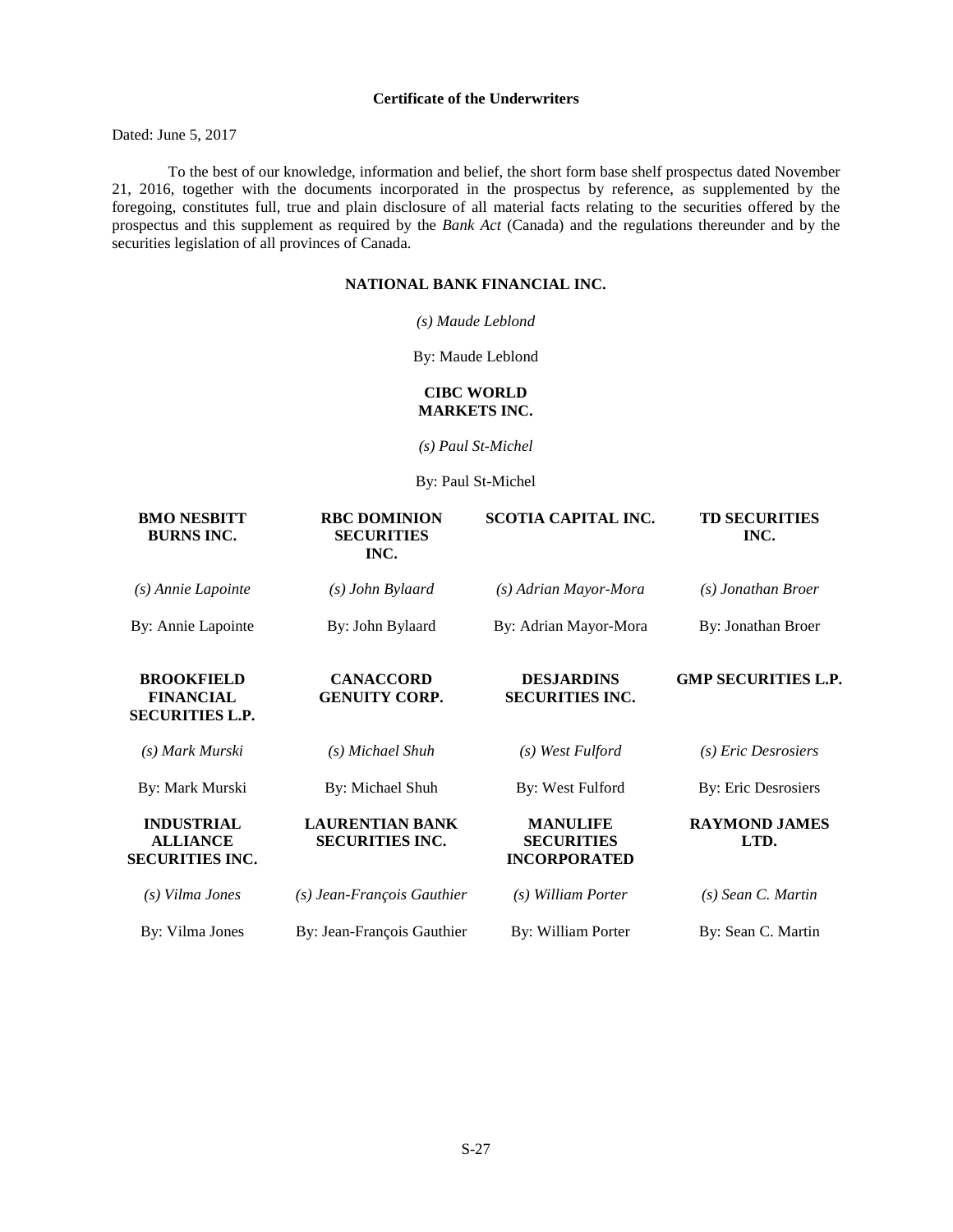**Certificate of the Underwriters**

Dated: June 5, 2017

To the best of our knowledge, information and belief, the short form base shelf prospectus dated November 21, 2016, together with the documents incorporated in the prospectus by reference, as supplemented by the foregoing, constitutes full, true and plain disclosure of all material facts relating to the securities offered by the prospectus and this supplement as required by the *Bank Act* (Canada) and the regulations thereunder and by the securities legislation of all provinces of Canada.

**NATIONAL BANK FINANCIAL INC.**

*(s) Maude Leblond*

By: Maude Leblond

**CIBC WORLD MARKETS INC.**

*(s) Paul St-Michel*

By: Paul St-Michel

| | | | |
|---|---|---|---|
| **BMO NESBITT BURNS INC.** | **RBC DOMINION SECURITIES INC.** | **SCOTIA CAPITAL INC.** | **TD SECURITIES INC.** |
| *(s) Annie Lapointe* | *(s) John Bylaard* | *(s) Adrian Mayor-Mora* | *(s) Jonathan Broer* |
| By: Annie Lapointe | By: John Bylaard | By: Adrian Mayor-Mora | By: Jonathan Broer |
| **BROOKFIELD FINANCIAL SECURITIES L.P.** | **CANACCORD GENUITY CORP.** | **DESJARDINS SECURITIES INC.** | **GMP SECURITIES L.P.** |
| *(s) Mark Murski* | *(s) Michael Shuh* | *(s) West Fulford* | *(s) Eric Desrosiers* |
| By: Mark Murski | By: Michael Shuh | By: West Fulford | By: Eric Desrosiers |
| **INDUSTRIAL ALLIANCE SECURITIES INC.** | **LAURENTIAN BANK SECURITIES INC.** | **MANULIFE SECURITIES INCORPORATED** | **RAYMOND JAMES LTD.** |
| *(s) Vilma Jones* | *(s) Jean-François Gauthier* | *(s) William Porter* | *(s) Sean C. Martin* |
| By: Vilma Jones | By: Jean-François Gauthier | By: William Porter | By: Sean C. Martin |